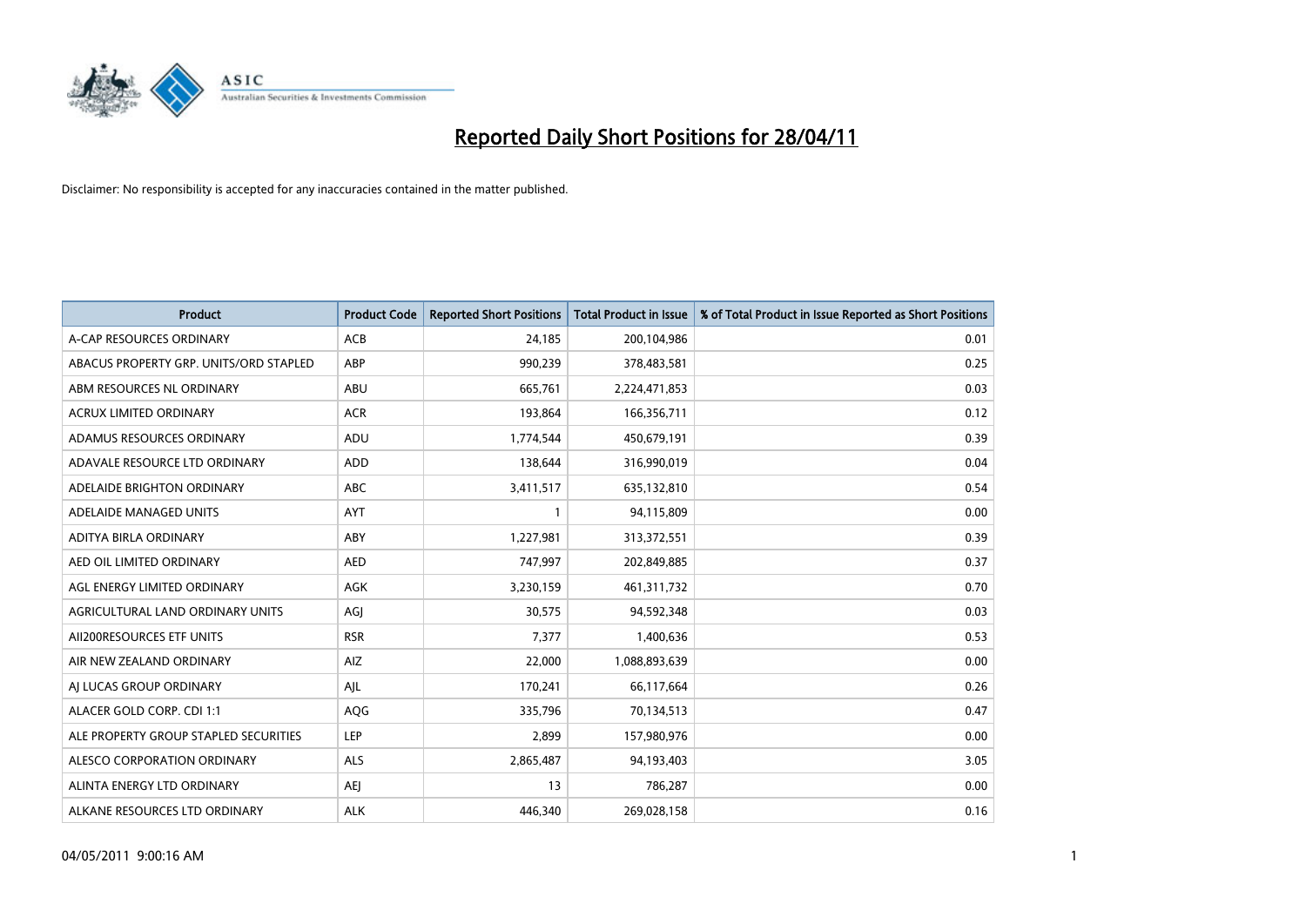# Reported Daily Short Positions for 28/04/11

Disclaimer: No responsibility is accepted for any inaccuracies contained in the matter published.

| Product | Product Code | Reported Short Positions | Total Product in Issue | % of Total Product in Issue Reported as Short Positions |
|---|---|---|---|---|
| A-CAP RESOURCES ORDINARY | ACB | 24,185 | 200,104,986 | 0.01 |
| ABACUS PROPERTY GRP. UNITS/ORD STAPLED | ABP | 990,239 | 378,483,581 | 0.25 |
| ABM RESOURCES NL ORDINARY | ABU | 665,761 | 2,224,471,853 | 0.03 |
| ACRUX LIMITED ORDINARY | ACR | 193,864 | 166,356,711 | 0.12 |
| ADAMUS RESOURCES ORDINARY | ADU | 1,774,544 | 450,679,191 | 0.39 |
| ADAVALE RESOURCE LTD ORDINARY | ADD | 138,644 | 316,990,019 | 0.04 |
| ADELAIDE BRIGHTON ORDINARY | ABC | 3,411,517 | 635,132,810 | 0.54 |
| ADELAIDE MANAGED UNITS | AYT | 1 | 94,115,809 | 0.00 |
| ADITYA BIRLA ORDINARY | ABY | 1,227,981 | 313,372,551 | 0.39 |
| AED OIL LIMITED ORDINARY | AED | 747,997 | 202,849,885 | 0.37 |
| AGL ENERGY LIMITED ORDINARY | AGK | 3,230,159 | 461,311,732 | 0.70 |
| AGRICULTURAL LAND ORDINARY UNITS | AGJ | 30,575 | 94,592,348 | 0.03 |
| AII200RESOURCES ETF UNITS | RSR | 7,377 | 1,400,636 | 0.53 |
| AIR NEW ZEALAND ORDINARY | AIZ | 22,000 | 1,088,893,639 | 0.00 |
| AJ LUCAS GROUP ORDINARY | AJL | 170,241 | 66,117,664 | 0.26 |
| ALACER GOLD CORP. CDI 1:1 | AQG | 335,796 | 70,134,513 | 0.47 |
| ALE PROPERTY GROUP STAPLED SECURITIES | LEP | 2,899 | 157,980,976 | 0.00 |
| ALESCO CORPORATION ORDINARY | ALS | 2,865,487 | 94,193,403 | 3.05 |
| ALINTA ENERGY LTD ORDINARY | AEJ | 13 | 786,287 | 0.00 |
| ALKANE RESOURCES LTD ORDINARY | ALK | 446,340 | 269,028,158 | 0.16 |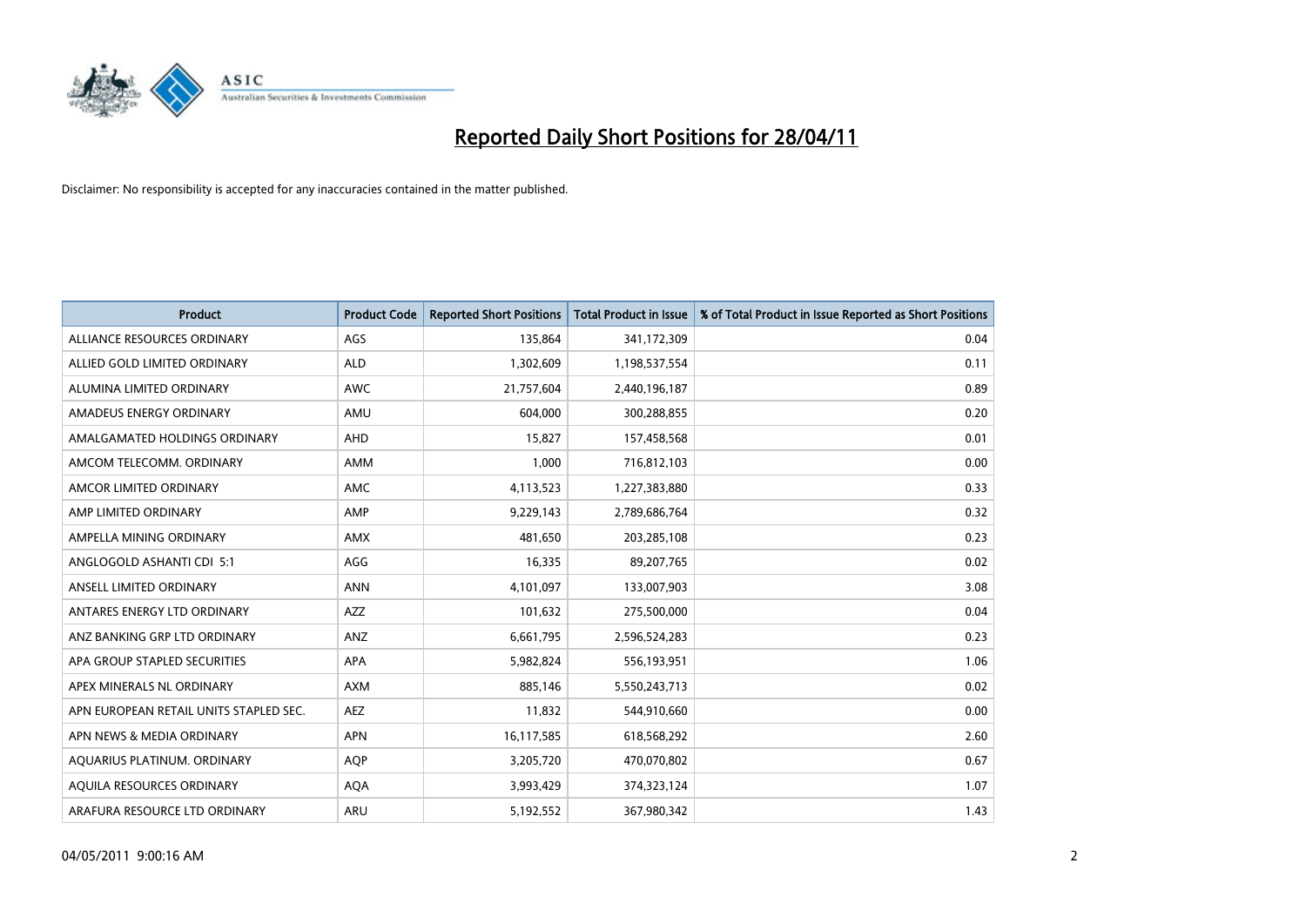# Reported Daily Short Positions for 28/04/11

Disclaimer: No responsibility is accepted for any inaccuracies contained in the matter published.

| Product | Product Code | Reported Short Positions | Total Product in Issue | % of Total Product in Issue Reported as Short Positions |
|---|---|---|---|---|
| ALLIANCE RESOURCES ORDINARY | AGS | 135,864 | 341,172,309 | 0.04 |
| ALLIED GOLD LIMITED ORDINARY | ALD | 1,302,609 | 1,198,537,554 | 0.11 |
| ALUMINA LIMITED ORDINARY | AWC | 21,757,604 | 2,440,196,187 | 0.89 |
| AMADEUS ENERGY ORDINARY | AMU | 604,000 | 300,288,855 | 0.20 |
| AMALGAMATED HOLDINGS ORDINARY | AHD | 15,827 | 157,458,568 | 0.01 |
| AMCOM TELECOMM. ORDINARY | AMM | 1,000 | 716,812,103 | 0.00 |
| AMCOR LIMITED ORDINARY | AMC | 4,113,523 | 1,227,383,880 | 0.33 |
| AMP LIMITED ORDINARY | AMP | 9,229,143 | 2,789,686,764 | 0.32 |
| AMPELLA MINING ORDINARY | AMX | 481,650 | 203,285,108 | 0.23 |
| ANGLOGOLD ASHANTI CDI 5:1 | AGG | 16,335 | 89,207,765 | 0.02 |
| ANSELL LIMITED ORDINARY | ANN | 4,101,097 | 133,007,903 | 3.08 |
| ANTARES ENERGY LTD ORDINARY | AZZ | 101,632 | 275,500,000 | 0.04 |
| ANZ BANKING GRP LTD ORDINARY | ANZ | 6,661,795 | 2,596,524,283 | 0.23 |
| APA GROUP STAPLED SECURITIES | APA | 5,982,824 | 556,193,951 | 1.06 |
| APEX MINERALS NL ORDINARY | AXM | 885,146 | 5,550,243,713 | 0.02 |
| APN EUROPEAN RETAIL UNITS STAPLED SEC. | AEZ | 11,832 | 544,910,660 | 0.00 |
| APN NEWS & MEDIA ORDINARY | APN | 16,117,585 | 618,568,292 | 2.60 |
| AQUARIUS PLATINUM. ORDINARY | AQP | 3,205,720 | 470,070,802 | 0.67 |
| AQUILA RESOURCES ORDINARY | AQA | 3,993,429 | 374,323,124 | 1.07 |
| ARAFURA RESOURCE LTD ORDINARY | ARU | 5,192,552 | 367,980,342 | 1.43 |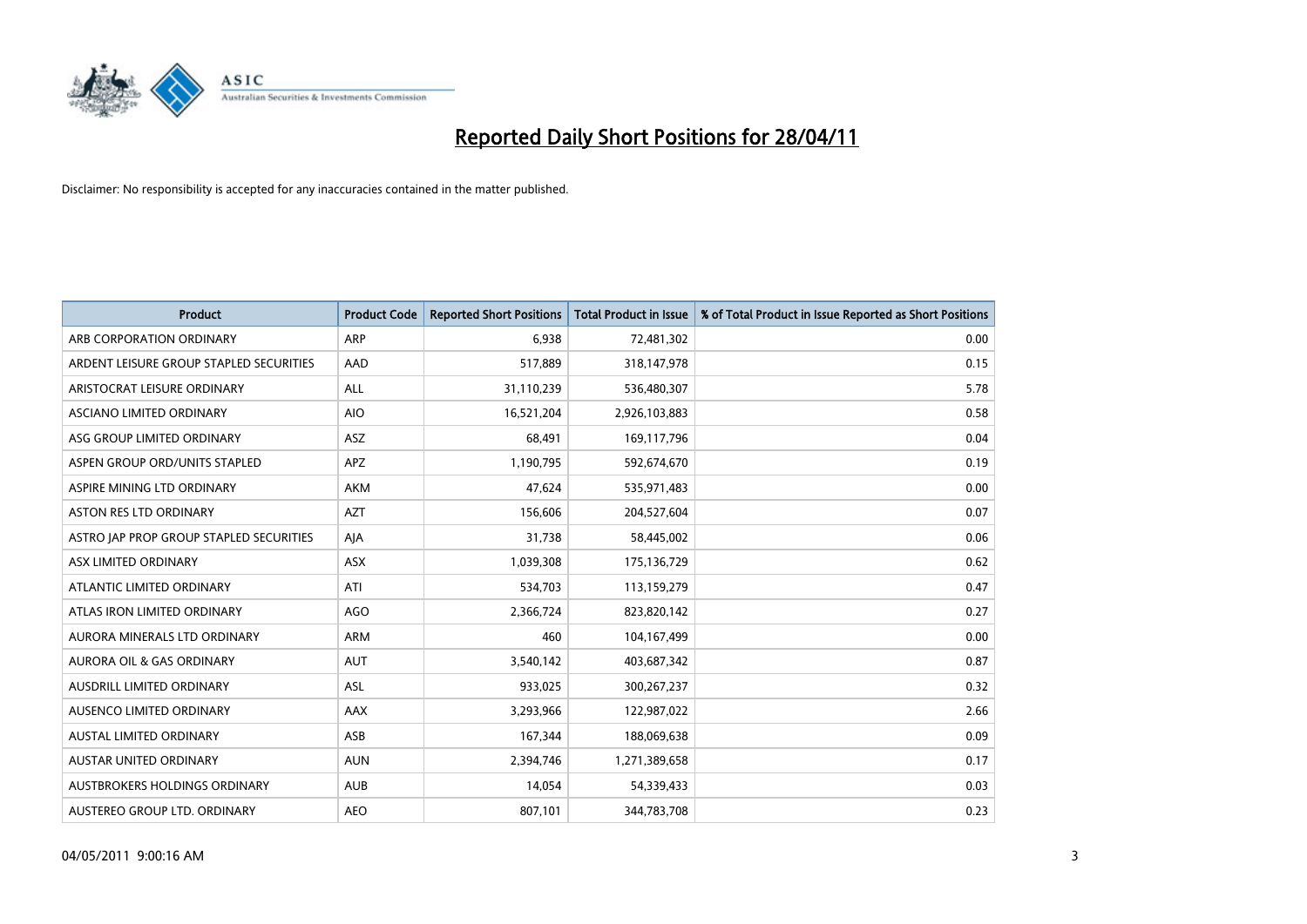# Reported Daily Short Positions for 28/04/11

Disclaimer: No responsibility is accepted for any inaccuracies contained in the matter published.

| Product | Product Code | Reported Short Positions | Total Product in Issue | % of Total Product in Issue Reported as Short Positions |
|---|---|---|---|---|
| ARB CORPORATION ORDINARY | ARP | 6,938 | 72,481,302 | 0.00 |
| ARDENT LEISURE GROUP STAPLED SECURITIES | AAD | 517,889 | 318,147,978 | 0.15 |
| ARISTOCRAT LEISURE ORDINARY | ALL | 31,110,239 | 536,480,307 | 5.78 |
| ASCIANO LIMITED ORDINARY | AIO | 16,521,204 | 2,926,103,883 | 0.58 |
| ASG GROUP LIMITED ORDINARY | ASZ | 68,491 | 169,117,796 | 0.04 |
| ASPEN GROUP ORD/UNITS STAPLED | APZ | 1,190,795 | 592,674,670 | 0.19 |
| ASPIRE MINING LTD ORDINARY | AKM | 47,624 | 535,971,483 | 0.00 |
| ASTON RES LTD ORDINARY | AZT | 156,606 | 204,527,604 | 0.07 |
| ASTRO JAP PROP GROUP STAPLED SECURITIES | AJA | 31,738 | 58,445,002 | 0.06 |
| ASX LIMITED ORDINARY | ASX | 1,039,308 | 175,136,729 | 0.62 |
| ATLANTIC LIMITED ORDINARY | ATI | 534,703 | 113,159,279 | 0.47 |
| ATLAS IRON LIMITED ORDINARY | AGO | 2,366,724 | 823,820,142 | 0.27 |
| AURORA MINERALS LTD ORDINARY | ARM | 460 | 104,167,499 | 0.00 |
| AURORA OIL & GAS ORDINARY | AUT | 3,540,142 | 403,687,342 | 0.87 |
| AUSDRILL LIMITED ORDINARY | ASL | 933,025 | 300,267,237 | 0.32 |
| AUSENCO LIMITED ORDINARY | AAX | 3,293,966 | 122,987,022 | 2.66 |
| AUSTAL LIMITED ORDINARY | ASB | 167,344 | 188,069,638 | 0.09 |
| AUSTAR UNITED ORDINARY | AUN | 2,394,746 | 1,271,389,658 | 0.17 |
| AUSTBROKERS HOLDINGS ORDINARY | AUB | 14,054 | 54,339,433 | 0.03 |
| AUSTEREO GROUP LTD. ORDINARY | AEO | 807,101 | 344,783,708 | 0.23 |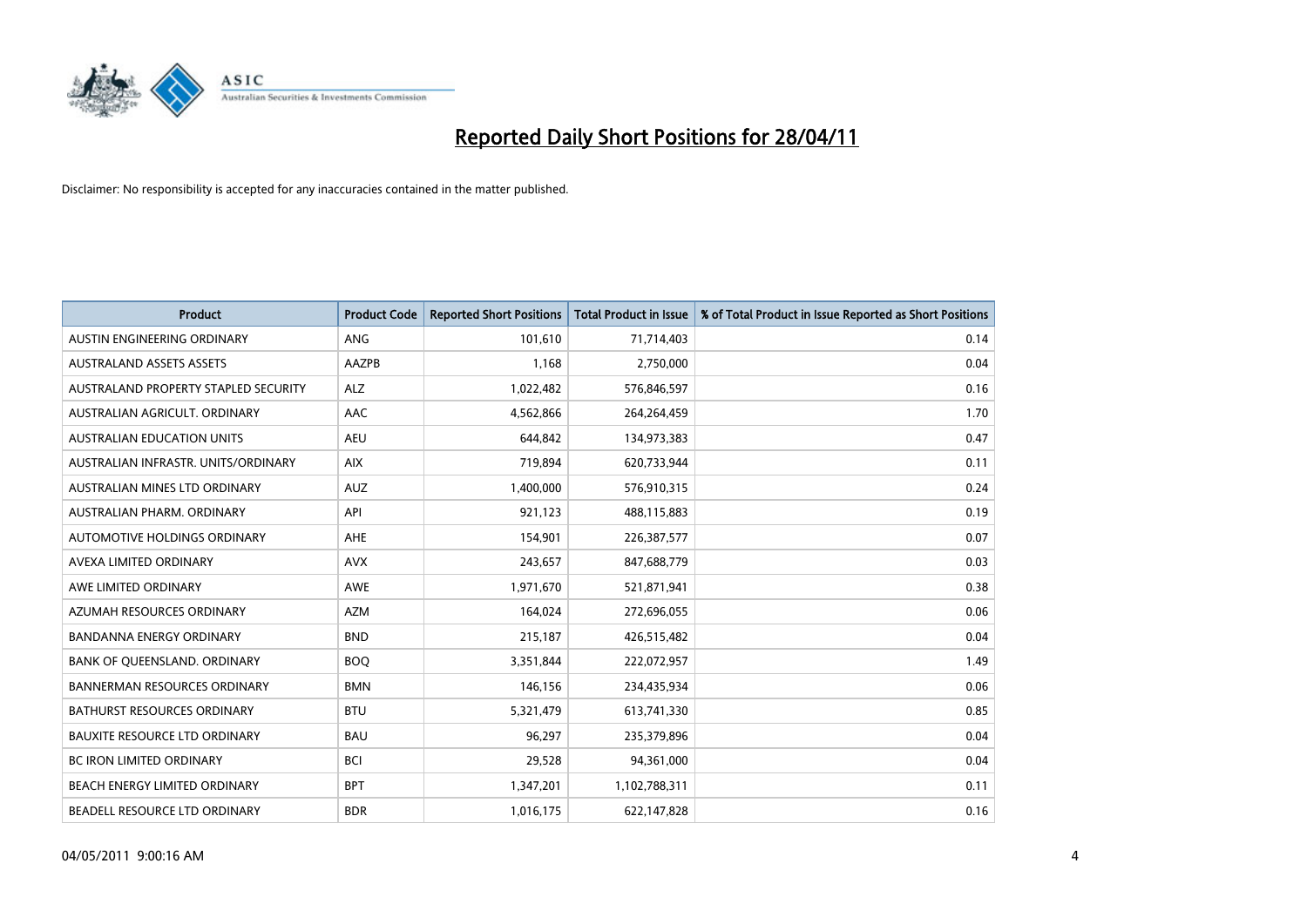# Reported Daily Short Positions for 28/04/11

Disclaimer: No responsibility is accepted for any inaccuracies contained in the matter published.

| Product | Product Code | Reported Short Positions | Total Product in Issue | % of Total Product in Issue Reported as Short Positions |
|---|---|---|---|---|
| AUSTIN ENGINEERING ORDINARY | ANG | 101,610 | 71,714,403 | 0.14 |
| AUSTRALAND ASSETS ASSETS | AAZPB | 1,168 | 2,750,000 | 0.04 |
| AUSTRALAND PROPERTY STAPLED SECURITY | ALZ | 1,022,482 | 576,846,597 | 0.16 |
| AUSTRALIAN AGRICULT. ORDINARY | AAC | 4,562,866 | 264,264,459 | 1.70 |
| AUSTRALIAN EDUCATION UNITS | AEU | 644,842 | 134,973,383 | 0.47 |
| AUSTRALIAN INFRASTR. UNITS/ORDINARY | AIX | 719,894 | 620,733,944 | 0.11 |
| AUSTRALIAN MINES LTD ORDINARY | AUZ | 1,400,000 | 576,910,315 | 0.24 |
| AUSTRALIAN PHARM. ORDINARY | API | 921,123 | 488,115,883 | 0.19 |
| AUTOMOTIVE HOLDINGS ORDINARY | AHE | 154,901 | 226,387,577 | 0.07 |
| AVEXA LIMITED ORDINARY | AVX | 243,657 | 847,688,779 | 0.03 |
| AWE LIMITED ORDINARY | AWE | 1,971,670 | 521,871,941 | 0.38 |
| AZUMAH RESOURCES ORDINARY | AZM | 164,024 | 272,696,055 | 0.06 |
| BANDANNA ENERGY ORDINARY | BND | 215,187 | 426,515,482 | 0.04 |
| BANK OF QUEENSLAND. ORDINARY | BOQ | 3,351,844 | 222,072,957 | 1.49 |
| BANNERMAN RESOURCES ORDINARY | BMN | 146,156 | 234,435,934 | 0.06 |
| BATHURST RESOURCES ORDINARY | BTU | 5,321,479 | 613,741,330 | 0.85 |
| BAUXITE RESOURCE LTD ORDINARY | BAU | 96,297 | 235,379,896 | 0.04 |
| BC IRON LIMITED ORDINARY | BCI | 29,528 | 94,361,000 | 0.04 |
| BEACH ENERGY LIMITED ORDINARY | BPT | 1,347,201 | 1,102,788,311 | 0.11 |
| BEADELL RESOURCE LTD ORDINARY | BDR | 1,016,175 | 622,147,828 | 0.16 |

04/05/2011 9:00:16 AM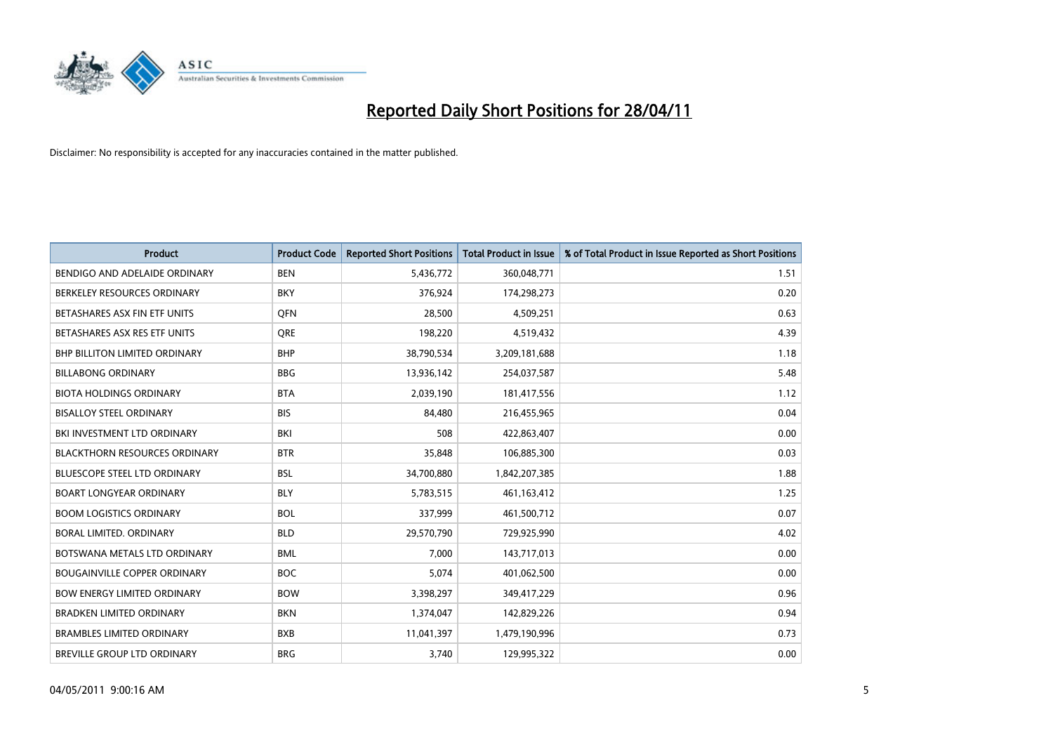# Reported Daily Short Positions for 28/04/11

Disclaimer: No responsibility is accepted for any inaccuracies contained in the matter published.

| Product | Product Code | Reported Short Positions | Total Product in Issue | % of Total Product in Issue Reported as Short Positions |
|---|---|---|---|---|
| BENDIGO AND ADELAIDE ORDINARY | BEN | 5,436,772 | 360,048,771 | 1.51 |
| BERKELEY RESOURCES ORDINARY | BKY | 376,924 | 174,298,273 | 0.20 |
| BETASHARES ASX FIN ETF UNITS | QFN | 28,500 | 4,509,251 | 0.63 |
| BETASHARES ASX RES ETF UNITS | QRE | 198,220 | 4,519,432 | 4.39 |
| BHP BILLITON LIMITED ORDINARY | BHP | 38,790,534 | 3,209,181,688 | 1.18 |
| BILLABONG ORDINARY | BBG | 13,936,142 | 254,037,587 | 5.48 |
| BIOTA HOLDINGS ORDINARY | BTA | 2,039,190 | 181,417,556 | 1.12 |
| BISALLOY STEEL ORDINARY | BIS | 84,480 | 216,455,965 | 0.04 |
| BKI INVESTMENT LTD ORDINARY | BKI | 508 | 422,863,407 | 0.00 |
| BLACKTHORN RESOURCES ORDINARY | BTR | 35,848 | 106,885,300 | 0.03 |
| BLUESCOPE STEEL LTD ORDINARY | BSL | 34,700,880 | 1,842,207,385 | 1.88 |
| BOART LONGYEAR ORDINARY | BLY | 5,783,515 | 461,163,412 | 1.25 |
| BOOM LOGISTICS ORDINARY | BOL | 337,999 | 461,500,712 | 0.07 |
| BORAL LIMITED. ORDINARY | BLD | 29,570,790 | 729,925,990 | 4.02 |
| BOTSWANA METALS LTD ORDINARY | BML | 7,000 | 143,717,013 | 0.00 |
| BOUGAINVILLE COPPER ORDINARY | BOC | 5,074 | 401,062,500 | 0.00 |
| BOW ENERGY LIMITED ORDINARY | BOW | 3,398,297 | 349,417,229 | 0.96 |
| BRADKEN LIMITED ORDINARY | BKN | 1,374,047 | 142,829,226 | 0.94 |
| BRAMBLES LIMITED ORDINARY | BXB | 11,041,397 | 1,479,190,996 | 0.73 |
| BREVILLE GROUP LTD ORDINARY | BRG | 3,740 | 129,995,322 | 0.00 |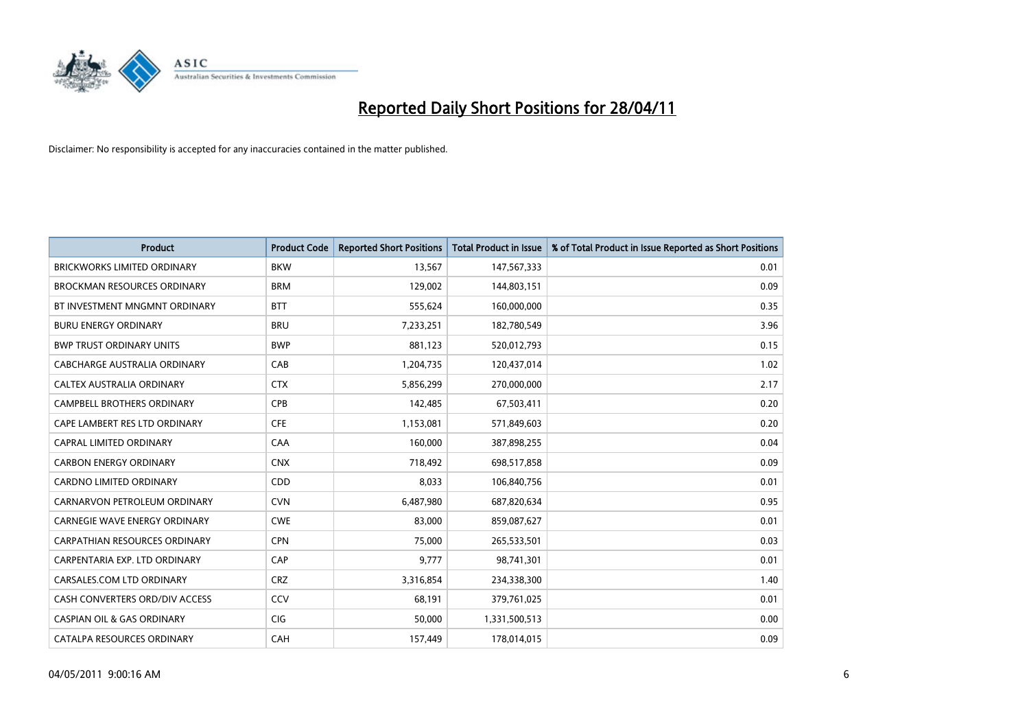# Reported Daily Short Positions for 28/04/11

Disclaimer: No responsibility is accepted for any inaccuracies contained in the matter published.

| Product | Product Code | Reported Short Positions | Total Product in Issue | % of Total Product in Issue Reported as Short Positions |
|---|---|---|---|---|
| BRICKWORKS LIMITED ORDINARY | BKW | 13,567 | 147,567,333 | 0.01 |
| BROCKMAN RESOURCES ORDINARY | BRM | 129,002 | 144,803,151 | 0.09 |
| BT INVESTMENT MNGMNT ORDINARY | BTT | 555,624 | 160,000,000 | 0.35 |
| BURU ENERGY ORDINARY | BRU | 7,233,251 | 182,780,549 | 3.96 |
| BWP TRUST ORDINARY UNITS | BWP | 881,123 | 520,012,793 | 0.15 |
| CABCHARGE AUSTRALIA ORDINARY | CAB | 1,204,735 | 120,437,014 | 1.02 |
| CALTEX AUSTRALIA ORDINARY | CTX | 5,856,299 | 270,000,000 | 2.17 |
| CAMPBELL BROTHERS ORDINARY | CPB | 142,485 | 67,503,411 | 0.20 |
| CAPE LAMBERT RES LTD ORDINARY | CFE | 1,153,081 | 571,849,603 | 0.20 |
| CAPRAL LIMITED ORDINARY | CAA | 160,000 | 387,898,255 | 0.04 |
| CARBON ENERGY ORDINARY | CNX | 718,492 | 698,517,858 | 0.09 |
| CARDNO LIMITED ORDINARY | CDD | 8,033 | 106,840,756 | 0.01 |
| CARNARVON PETROLEUM ORDINARY | CVN | 6,487,980 | 687,820,634 | 0.95 |
| CARNEGIE WAVE ENERGY ORDINARY | CWE | 83,000 | 859,087,627 | 0.01 |
| CARPATHIAN RESOURCES ORDINARY | CPN | 75,000 | 265,533,501 | 0.03 |
| CARPENTARIA EXP. LTD ORDINARY | CAP | 9,777 | 98,741,301 | 0.01 |
| CARSALES.COM LTD ORDINARY | CRZ | 3,316,854 | 234,338,300 | 1.40 |
| CASH CONVERTERS ORD/DIV ACCESS | CCV | 68,191 | 379,761,025 | 0.01 |
| CASPIAN OIL & GAS ORDINARY | CIG | 50,000 | 1,331,500,513 | 0.00 |
| CATALPA RESOURCES ORDINARY | CAH | 157,449 | 178,014,015 | 0.09 |

04/05/2011 9:00:16 AM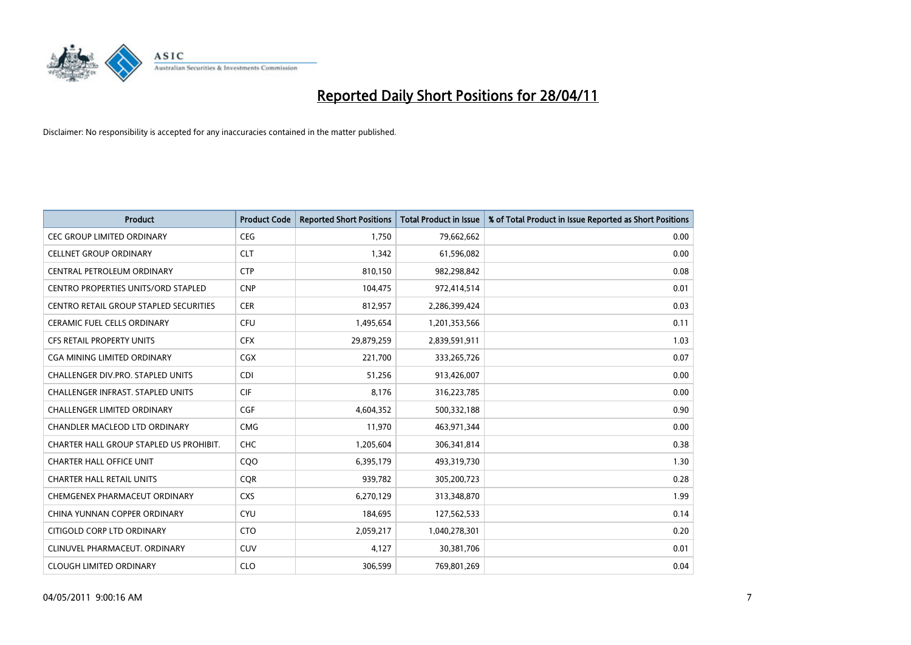# Reported Daily Short Positions for 28/04/11

Disclaimer: No responsibility is accepted for any inaccuracies contained in the matter published.

| Product | Product Code | Reported Short Positions | Total Product in Issue | % of Total Product in Issue Reported as Short Positions |
|---|---|---|---|---|
| CEC GROUP LIMITED ORDINARY | CEG | 1,750 | 79,662,662 | 0.00 |
| CELLNET GROUP ORDINARY | CLT | 1,342 | 61,596,082 | 0.00 |
| CENTRAL PETROLEUM ORDINARY | CTP | 810,150 | 982,298,842 | 0.08 |
| CENTRO PROPERTIES UNITS/ORD STAPLED | CNP | 104,475 | 972,414,514 | 0.01 |
| CENTRO RETAIL GROUP STAPLED SECURITIES | CER | 812,957 | 2,286,399,424 | 0.03 |
| CERAMIC FUEL CELLS ORDINARY | CFU | 1,495,654 | 1,201,353,566 | 0.11 |
| CFS RETAIL PROPERTY UNITS | CFX | 29,879,259 | 2,839,591,911 | 1.03 |
| CGA MINING LIMITED ORDINARY | CGX | 221,700 | 333,265,726 | 0.07 |
| CHALLENGER DIV.PRO. STAPLED UNITS | CDI | 51,256 | 913,426,007 | 0.00 |
| CHALLENGER INFRAST. STAPLED UNITS | CIF | 8,176 | 316,223,785 | 0.00 |
| CHALLENGER LIMITED ORDINARY | CGF | 4,604,352 | 500,332,188 | 0.90 |
| CHANDLER MACLEOD LTD ORDINARY | CMG | 11,970 | 463,971,344 | 0.00 |
| CHARTER HALL GROUP STAPLED US PROHIBIT. | CHC | 1,205,604 | 306,341,814 | 0.38 |
| CHARTER HALL OFFICE UNIT | CQO | 6,395,179 | 493,319,730 | 1.30 |
| CHARTER HALL RETAIL UNITS | CQR | 939,782 | 305,200,723 | 0.28 |
| CHEMGENEX PHARMACEUT ORDINARY | CXS | 6,270,129 | 313,348,870 | 1.99 |
| CHINA YUNNAN COPPER ORDINARY | CYU | 184,695 | 127,562,533 | 0.14 |
| CITIGOLD CORP LTD ORDINARY | CTO | 2,059,217 | 1,040,278,301 | 0.20 |
| CLINUVEL PHARMACEUT. ORDINARY | CUV | 4,127 | 30,381,706 | 0.01 |
| CLOUGH LIMITED ORDINARY | CLO | 306,599 | 769,801,269 | 0.04 |

04/05/2011 9:00:16 AM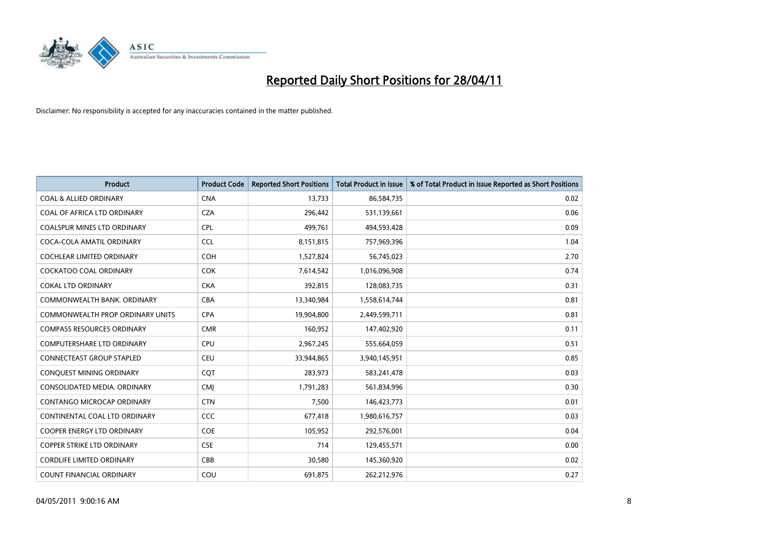# Reported Daily Short Positions for 28/04/11

Disclaimer: No responsibility is accepted for any inaccuracies contained in the matter published.

| Product | Product Code | Reported Short Positions | Total Product in Issue | % of Total Product in Issue Reported as Short Positions |
|---|---|---|---|---|
| COAL & ALLIED ORDINARY | CNA | 13,733 | 86,584,735 | 0.02 |
| COAL OF AFRICA LTD ORDINARY | CZA | 296,442 | 531,139,661 | 0.06 |
| COALSPUR MINES LTD ORDINARY | CPL | 499,761 | 494,593,428 | 0.09 |
| COCA-COLA AMATIL ORDINARY | CCL | 8,151,815 | 757,969,396 | 1.04 |
| COCHLEAR LIMITED ORDINARY | COH | 1,527,824 | 56,745,023 | 2.70 |
| COCKATOO COAL ORDINARY | COK | 7,614,542 | 1,016,096,908 | 0.74 |
| COKAL LTD ORDINARY | CKA | 392,815 | 128,083,735 | 0.31 |
| COMMONWEALTH BANK. ORDINARY | CBA | 13,340,984 | 1,558,614,744 | 0.81 |
| COMMONWEALTH PROP ORDINARY UNITS | CPA | 19,904,800 | 2,449,599,711 | 0.81 |
| COMPASS RESOURCES ORDINARY | CMR | 160,952 | 147,402,920 | 0.11 |
| COMPUTERSHARE LTD ORDINARY | CPU | 2,967,245 | 555,664,059 | 0.51 |
| CONNECTEAST GROUP STAPLED | CEU | 33,944,865 | 3,940,145,951 | 0.85 |
| CONQUEST MINING ORDINARY | CQT | 283,973 | 583,241,478 | 0.03 |
| CONSOLIDATED MEDIA. ORDINARY | CMJ | 1,791,283 | 561,834,996 | 0.30 |
| CONTANGO MICROCAP ORDINARY | CTN | 7,500 | 146,423,773 | 0.01 |
| CONTINENTAL COAL LTD ORDINARY | CCC | 677,418 | 1,980,616,757 | 0.03 |
| COOPER ENERGY LTD ORDINARY | COE | 105,952 | 292,576,001 | 0.04 |
| COPPER STRIKE LTD ORDINARY | CSE | 714 | 129,455,571 | 0.00 |
| CORDLIFE LIMITED ORDINARY | CBB | 30,580 | 145,360,920 | 0.02 |
| COUNT FINANCIAL ORDINARY | COU | 691,875 | 262,212,976 | 0.27 |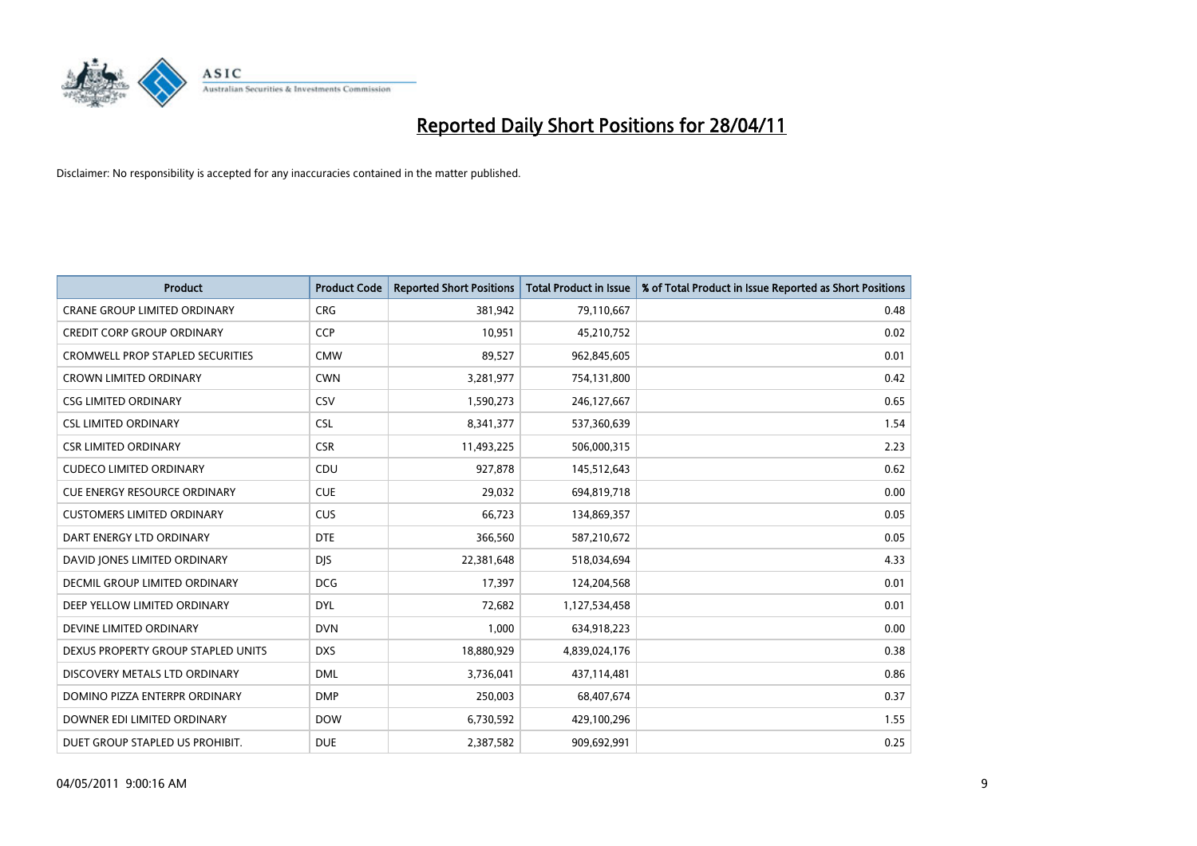# Reported Daily Short Positions for 28/04/11

Disclaimer: No responsibility is accepted for any inaccuracies contained in the matter published.

| Product | Product Code | Reported Short Positions | Total Product in Issue | % of Total Product in Issue Reported as Short Positions |
|---|---|---|---|---|
| CRANE GROUP LIMITED ORDINARY | CRG | 381,942 | 79,110,667 | 0.48 |
| CREDIT CORP GROUP ORDINARY | CCP | 10,951 | 45,210,752 | 0.02 |
| CROMWELL PROP STAPLED SECURITIES | CMW | 89,527 | 962,845,605 | 0.01 |
| CROWN LIMITED ORDINARY | CWN | 3,281,977 | 754,131,800 | 0.42 |
| CSG LIMITED ORDINARY | CSV | 1,590,273 | 246,127,667 | 0.65 |
| CSL LIMITED ORDINARY | CSL | 8,341,377 | 537,360,639 | 1.54 |
| CSR LIMITED ORDINARY | CSR | 11,493,225 | 506,000,315 | 2.23 |
| CUDECO LIMITED ORDINARY | CDU | 927,878 | 145,512,643 | 0.62 |
| CUE ENERGY RESOURCE ORDINARY | CUE | 29,032 | 694,819,718 | 0.00 |
| CUSTOMERS LIMITED ORDINARY | CUS | 66,723 | 134,869,357 | 0.05 |
| DART ENERGY LTD ORDINARY | DTE | 366,560 | 587,210,672 | 0.05 |
| DAVID JONES LIMITED ORDINARY | DJS | 22,381,648 | 518,034,694 | 4.33 |
| DECMIL GROUP LIMITED ORDINARY | DCG | 17,397 | 124,204,568 | 0.01 |
| DEEP YELLOW LIMITED ORDINARY | DYL | 72,682 | 1,127,534,458 | 0.01 |
| DEVINE LIMITED ORDINARY | DVN | 1,000 | 634,918,223 | 0.00 |
| DEXUS PROPERTY GROUP STAPLED UNITS | DXS | 18,880,929 | 4,839,024,176 | 0.38 |
| DISCOVERY METALS LTD ORDINARY | DML | 3,736,041 | 437,114,481 | 0.86 |
| DOMINO PIZZA ENTERPR ORDINARY | DMP | 250,003 | 68,407,674 | 0.37 |
| DOWNER EDI LIMITED ORDINARY | DOW | 6,730,592 | 429,100,296 | 1.55 |
| DUET GROUP STAPLED US PROHIBIT. | DUE | 2,387,582 | 909,692,991 | 0.25 |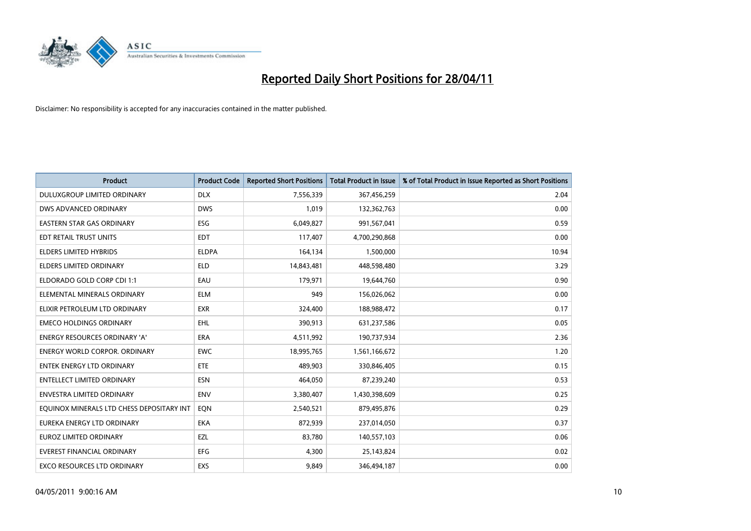# Reported Daily Short Positions for 28/04/11

Disclaimer: No responsibility is accepted for any inaccuracies contained in the matter published.

| Product | Product Code | Reported Short Positions | Total Product in Issue | % of Total Product in Issue Reported as Short Positions |
|---|---|---|---|---|
| DULUXGROUP LIMITED ORDINARY | DLX | 7,556,339 | 367,456,259 | 2.04 |
| DWS ADVANCED ORDINARY | DWS | 1,019 | 132,362,763 | 0.00 |
| EASTERN STAR GAS ORDINARY | ESG | 6,049,827 | 991,567,041 | 0.59 |
| EDT RETAIL TRUST UNITS | EDT | 117,407 | 4,700,290,868 | 0.00 |
| ELDERS LIMITED HYBRIDS | ELDPA | 164,134 | 1,500,000 | 10.94 |
| ELDERS LIMITED ORDINARY | ELD | 14,843,481 | 448,598,480 | 3.29 |
| ELDORADO GOLD CORP CDI 1:1 | EAU | 179,971 | 19,644,760 | 0.90 |
| ELEMENTAL MINERALS ORDINARY | ELM | 949 | 156,026,062 | 0.00 |
| ELIXIR PETROLEUM LTD ORDINARY | EXR | 324,400 | 188,988,472 | 0.17 |
| EMECO HOLDINGS ORDINARY | EHL | 390,913 | 631,237,586 | 0.05 |
| ENERGY RESOURCES ORDINARY 'A' | ERA | 4,511,992 | 190,737,934 | 2.36 |
| ENERGY WORLD CORPOR. ORDINARY | EWC | 18,995,765 | 1,561,166,672 | 1.20 |
| ENTEK ENERGY LTD ORDINARY | ETE | 489,903 | 330,846,405 | 0.15 |
| ENTELLECT LIMITED ORDINARY | ESN | 464,050 | 87,239,240 | 0.53 |
| ENVESTRA LIMITED ORDINARY | ENV | 3,380,407 | 1,430,398,609 | 0.25 |
| EQUINOX MINERALS LTD CHESS DEPOSITARY INT | EQN | 2,540,521 | 879,495,876 | 0.29 |
| EUREKA ENERGY LTD ORDINARY | EKA | 872,939 | 237,014,050 | 0.37 |
| EUROZ LIMITED ORDINARY | EZL | 83,780 | 140,557,103 | 0.06 |
| EVEREST FINANCIAL ORDINARY | EFG | 4,300 | 25,143,824 | 0.02 |
| EXCO RESOURCES LTD ORDINARY | EXS | 9,849 | 346,494,187 | 0.00 |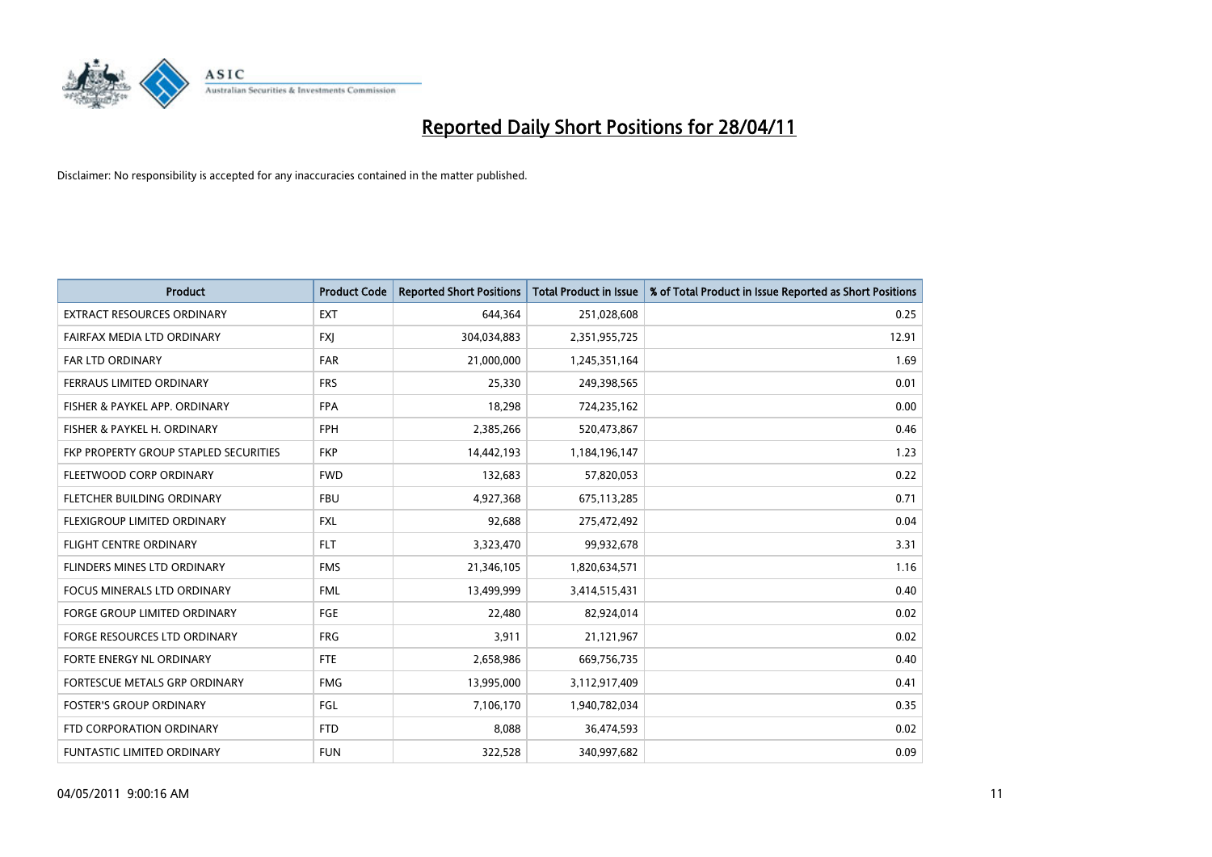# Reported Daily Short Positions for 28/04/11

Disclaimer: No responsibility is accepted for any inaccuracies contained in the matter published.

| Product | Product Code | Reported Short Positions | Total Product in Issue | % of Total Product in Issue Reported as Short Positions |
|---|---|---|---|---|
| EXTRACT RESOURCES ORDINARY | EXT | 644,364 | 251,028,608 | 0.25 |
| FAIRFAX MEDIA LTD ORDINARY | FXJ | 304,034,883 | 2,351,955,725 | 12.91 |
| FAR LTD ORDINARY | FAR | 21,000,000 | 1,245,351,164 | 1.69 |
| FERRAUS LIMITED ORDINARY | FRS | 25,330 | 249,398,565 | 0.01 |
| FISHER & PAYKEL APP. ORDINARY | FPA | 18,298 | 724,235,162 | 0.00 |
| FISHER & PAYKEL H. ORDINARY | FPH | 2,385,266 | 520,473,867 | 0.46 |
| FKP PROPERTY GROUP STAPLED SECURITIES | FKP | 14,442,193 | 1,184,196,147 | 1.23 |
| FLEETWOOD CORP ORDINARY | FWD | 132,683 | 57,820,053 | 0.22 |
| FLETCHER BUILDING ORDINARY | FBU | 4,927,368 | 675,113,285 | 0.71 |
| FLEXIGROUP LIMITED ORDINARY | FXL | 92,688 | 275,472,492 | 0.04 |
| FLIGHT CENTRE ORDINARY | FLT | 3,323,470 | 99,932,678 | 3.31 |
| FLINDERS MINES LTD ORDINARY | FMS | 21,346,105 | 1,820,634,571 | 1.16 |
| FOCUS MINERALS LTD ORDINARY | FML | 13,499,999 | 3,414,515,431 | 0.40 |
| FORGE GROUP LIMITED ORDINARY | FGE | 22,480 | 82,924,014 | 0.02 |
| FORGE RESOURCES LTD ORDINARY | FRG | 3,911 | 21,121,967 | 0.02 |
| FORTE ENERGY NL ORDINARY | FTE | 2,658,986 | 669,756,735 | 0.40 |
| FORTESCUE METALS GRP ORDINARY | FMG | 13,995,000 | 3,112,917,409 | 0.41 |
| FOSTER'S GROUP ORDINARY | FGL | 7,106,170 | 1,940,782,034 | 0.35 |
| FTD CORPORATION ORDINARY | FTD | 8,088 | 36,474,593 | 0.02 |
| FUNTASTIC LIMITED ORDINARY | FUN | 322,528 | 340,997,682 | 0.09 |

04/05/2011 9:00:16 AM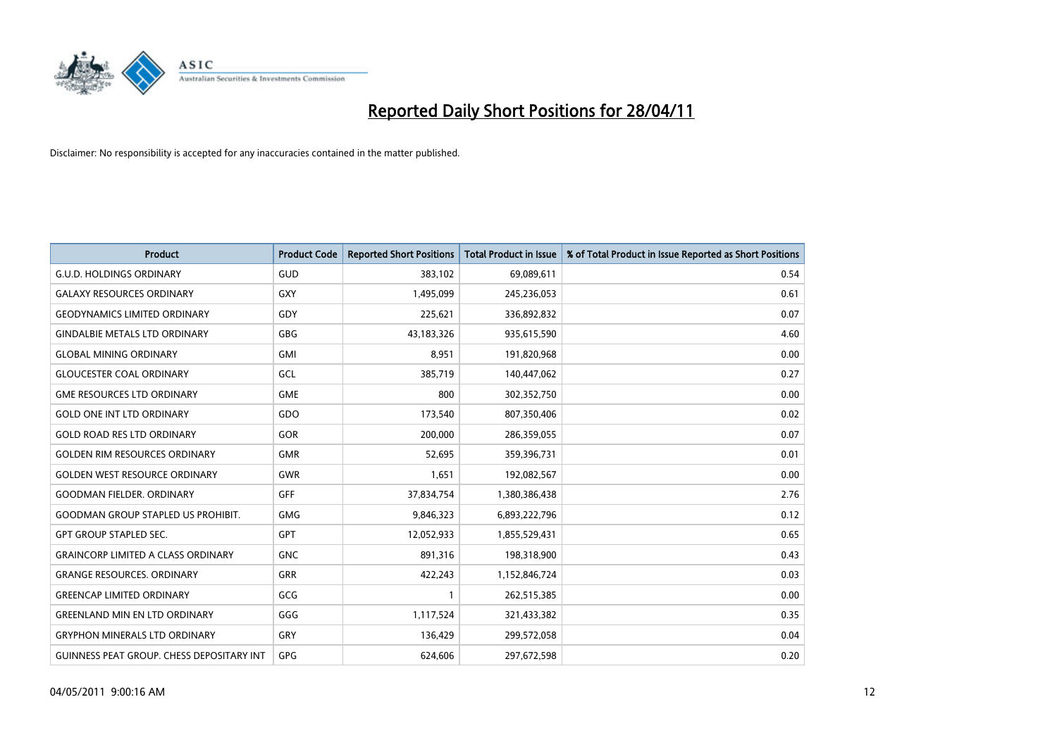# Reported Daily Short Positions for 28/04/11

Disclaimer: No responsibility is accepted for any inaccuracies contained in the matter published.

| Product | Product Code | Reported Short Positions | Total Product in Issue | % of Total Product in Issue Reported as Short Positions |
|---|---|---|---|---|
| G.U.D. HOLDINGS ORDINARY | GUD | 383,102 | 69,089,611 | 0.54 |
| GALAXY RESOURCES ORDINARY | GXY | 1,495,099 | 245,236,053 | 0.61 |
| GEODYNAMICS LIMITED ORDINARY | GDY | 225,621 | 336,892,832 | 0.07 |
| GINDALBIE METALS LTD ORDINARY | GBG | 43,183,326 | 935,615,590 | 4.60 |
| GLOBAL MINING ORDINARY | GMI | 8,951 | 191,820,968 | 0.00 |
| GLOUCESTER COAL ORDINARY | GCL | 385,719 | 140,447,062 | 0.27 |
| GME RESOURCES LTD ORDINARY | GME | 800 | 302,352,750 | 0.00 |
| GOLD ONE INT LTD ORDINARY | GDO | 173,540 | 807,350,406 | 0.02 |
| GOLD ROAD RES LTD ORDINARY | GOR | 200,000 | 286,359,055 | 0.07 |
| GOLDEN RIM RESOURCES ORDINARY | GMR | 52,695 | 359,396,731 | 0.01 |
| GOLDEN WEST RESOURCE ORDINARY | GWR | 1,651 | 192,082,567 | 0.00 |
| GOODMAN FIELDER. ORDINARY | GFF | 37,834,754 | 1,380,386,438 | 2.76 |
| GOODMAN GROUP STAPLED US PROHIBIT. | GMG | 9,846,323 | 6,893,222,796 | 0.12 |
| GPT GROUP STAPLED SEC. | GPT | 12,052,933 | 1,855,529,431 | 0.65 |
| GRAINCORP LIMITED A CLASS ORDINARY | GNC | 891,316 | 198,318,900 | 0.43 |
| GRANGE RESOURCES. ORDINARY | GRR | 422,243 | 1,152,846,724 | 0.03 |
| GREENCAP LIMITED ORDINARY | GCG | 1 | 262,515,385 | 0.00 |
| GREENLAND MIN EN LTD ORDINARY | GGG | 1,117,524 | 321,433,382 | 0.35 |
| GRYPHON MINERALS LTD ORDINARY | GRY | 136,429 | 299,572,058 | 0.04 |
| GUINNESS PEAT GROUP. CHESS DEPOSITARY INT | GPG | 624,606 | 297,672,598 | 0.20 |

04/05/2011 9:00:16 AM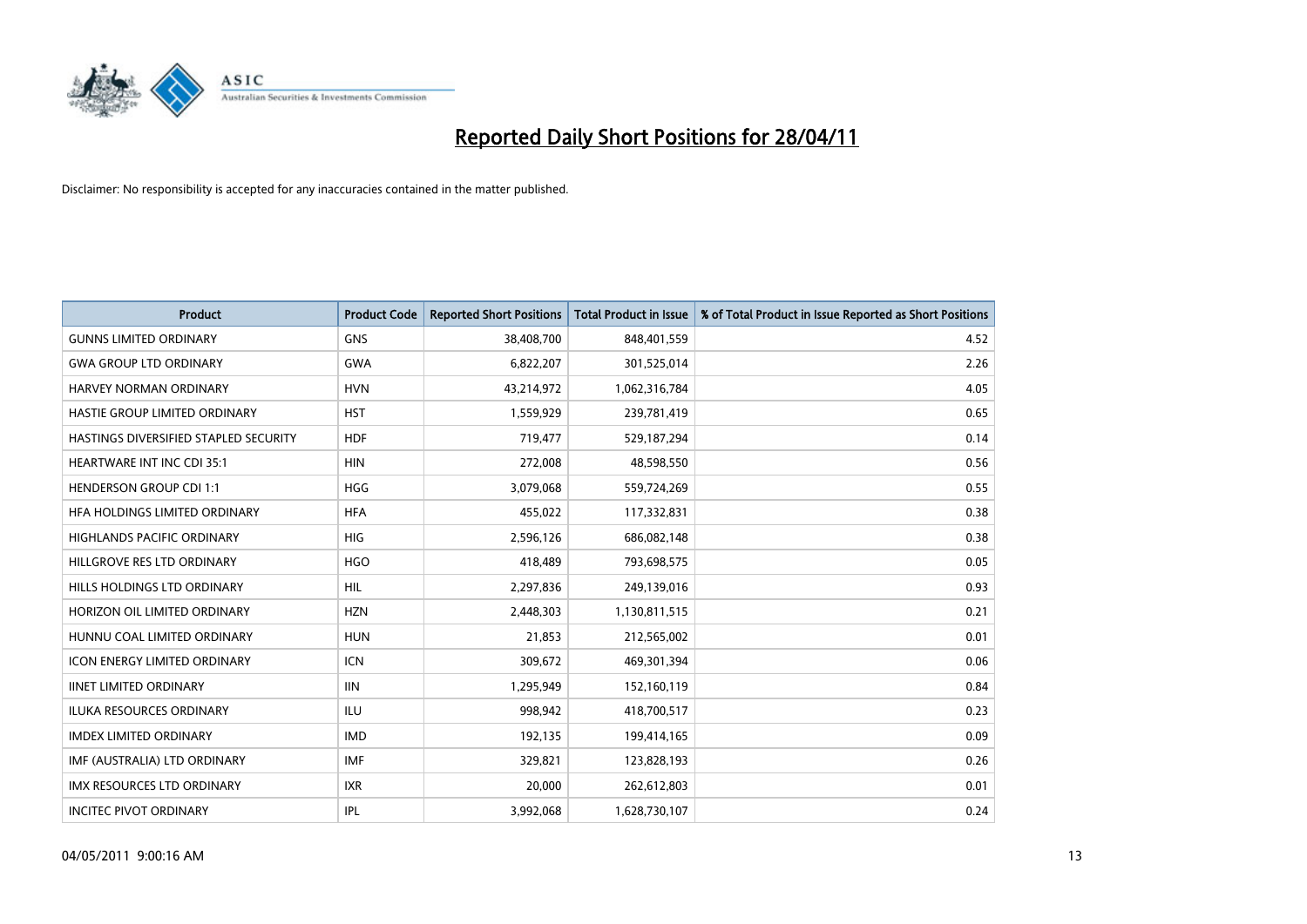# Reported Daily Short Positions for 28/04/11

Disclaimer: No responsibility is accepted for any inaccuracies contained in the matter published.

| Product | Product Code | Reported Short Positions | Total Product in Issue | % of Total Product in Issue Reported as Short Positions |
|---|---|---|---|---|
| GUNNS LIMITED ORDINARY | GNS | 38,408,700 | 848,401,559 | 4.52 |
| GWA GROUP LTD ORDINARY | GWA | 6,822,207 | 301,525,014 | 2.26 |
| HARVEY NORMAN ORDINARY | HVN | 43,214,972 | 1,062,316,784 | 4.05 |
| HASTIE GROUP LIMITED ORDINARY | HST | 1,559,929 | 239,781,419 | 0.65 |
| HASTINGS DIVERSIFIED STAPLED SECURITY | HDF | 719,477 | 529,187,294 | 0.14 |
| HEARTWARE INT INC CDI 35:1 | HIN | 272,008 | 48,598,550 | 0.56 |
| HENDERSON GROUP CDI 1:1 | HGG | 3,079,068 | 559,724,269 | 0.55 |
| HFA HOLDINGS LIMITED ORDINARY | HFA | 455,022 | 117,332,831 | 0.38 |
| HIGHLANDS PACIFIC ORDINARY | HIG | 2,596,126 | 686,082,148 | 0.38 |
| HILLGROVE RES LTD ORDINARY | HGO | 418,489 | 793,698,575 | 0.05 |
| HILLS HOLDINGS LTD ORDINARY | HIL | 2,297,836 | 249,139,016 | 0.93 |
| HORIZON OIL LIMITED ORDINARY | HZN | 2,448,303 | 1,130,811,515 | 0.21 |
| HUNNU COAL LIMITED ORDINARY | HUN | 21,853 | 212,565,002 | 0.01 |
| ICON ENERGY LIMITED ORDINARY | ICN | 309,672 | 469,301,394 | 0.06 |
| IINET LIMITED ORDINARY | IIN | 1,295,949 | 152,160,119 | 0.84 |
| ILUKA RESOURCES ORDINARY | ILU | 998,942 | 418,700,517 | 0.23 |
| IMDEX LIMITED ORDINARY | IMD | 192,135 | 199,414,165 | 0.09 |
| IMF (AUSTRALIA) LTD ORDINARY | IMF | 329,821 | 123,828,193 | 0.26 |
| IMX RESOURCES LTD ORDINARY | IXR | 20,000 | 262,612,803 | 0.01 |
| INCITEC PIVOT ORDINARY | IPL | 3,992,068 | 1,628,730,107 | 0.24 |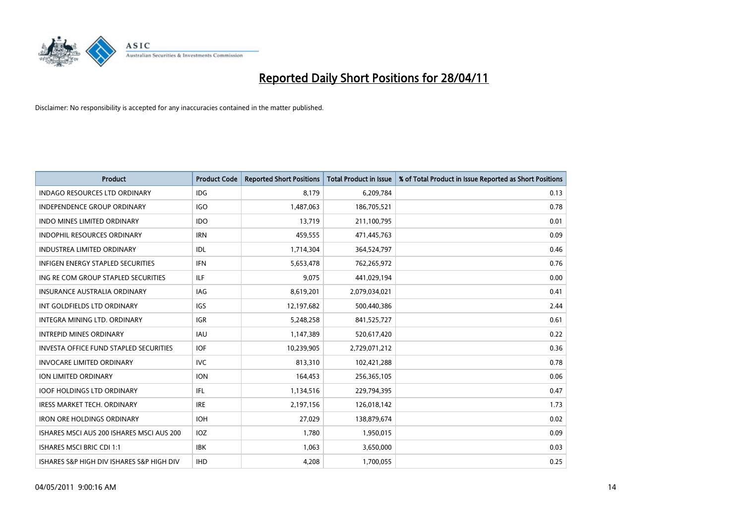# Reported Daily Short Positions for 28/04/11

Disclaimer: No responsibility is accepted for any inaccuracies contained in the matter published.

| Product | Product Code | Reported Short Positions | Total Product in Issue | % of Total Product in Issue Reported as Short Positions |
|---|---|---|---|---|
| INDAGO RESOURCES LTD ORDINARY | IDG | 8,179 | 6,209,784 | 0.13 |
| INDEPENDENCE GROUP ORDINARY | IGO | 1,487,063 | 186,705,521 | 0.78 |
| INDO MINES LIMITED ORDINARY | IDO | 13,719 | 211,100,795 | 0.01 |
| INDOPHIL RESOURCES ORDINARY | IRN | 459,555 | 471,445,763 | 0.09 |
| INDUSTREA LIMITED ORDINARY | IDL | 1,714,304 | 364,524,797 | 0.46 |
| INFIGEN ENERGY STAPLED SECURITIES | IFN | 5,653,478 | 762,265,972 | 0.76 |
| ING RE COM GROUP STAPLED SECURITIES | ILF | 9,075 | 441,029,194 | 0.00 |
| INSURANCE AUSTRALIA ORDINARY | IAG | 8,619,201 | 2,079,034,021 | 0.41 |
| INT GOLDFIELDS LTD ORDINARY | IGS | 12,197,682 | 500,440,386 | 2.44 |
| INTEGRA MINING LTD. ORDINARY | IGR | 5,248,258 | 841,525,727 | 0.61 |
| INTREPID MINES ORDINARY | IAU | 1,147,389 | 520,617,420 | 0.22 |
| INVESTA OFFICE FUND STAPLED SECURITIES | IOF | 10,239,905 | 2,729,071,212 | 0.36 |
| INVOCARE LIMITED ORDINARY | IVC | 813,310 | 102,421,288 | 0.78 |
| ION LIMITED ORDINARY | ION | 164,453 | 256,365,105 | 0.06 |
| IOOF HOLDINGS LTD ORDINARY | IFL | 1,134,516 | 229,794,395 | 0.47 |
| IRESS MARKET TECH. ORDINARY | IRE | 2,197,156 | 126,018,142 | 1.73 |
| IRON ORE HOLDINGS ORDINARY | IOH | 27,029 | 138,879,674 | 0.02 |
| ISHARES MSCI AUS 200 ISHARES MSCI AUS 200 | IOZ | 1,780 | 1,950,015 | 0.09 |
| ISHARES MSCI BRIC CDI 1:1 | IBK | 1,063 | 3,650,000 | 0.03 |
| ISHARES S&P HIGH DIV ISHARES S&P HIGH DIV | IHD | 4,208 | 1,700,055 | 0.25 |

04/05/2011 9:00:16 AM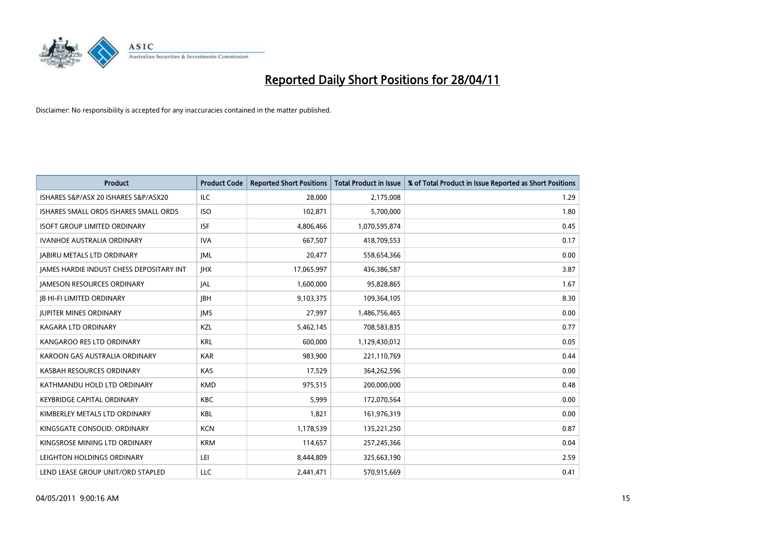# Reported Daily Short Positions for 28/04/11

Disclaimer: No responsibility is accepted for any inaccuracies contained in the matter published.

| Product | Product Code | Reported Short Positions | Total Product in Issue | % of Total Product in Issue Reported as Short Positions |
|---|---|---|---|---|
| ISHARES S&P/ASX 20 ISHARES S&P/ASX20 | ILC | 28,000 | 2,175,008 | 1.29 |
| ISHARES SMALL ORDS ISHARES SMALL ORDS | ISO | 102,871 | 5,700,000 | 1.80 |
| ISOFT GROUP LIMITED ORDINARY | ISF | 4,806,466 | 1,070,595,874 | 0.45 |
| IVANHOE AUSTRALIA ORDINARY | IVA | 667,507 | 418,709,553 | 0.17 |
| JABIRU METALS LTD ORDINARY | JML | 20,477 | 558,654,366 | 0.00 |
| JAMES HARDIE INDUST CHESS DEPOSITARY INT | JHX | 17,065,997 | 436,386,587 | 3.87 |
| JAMESON RESOURCES ORDINARY | JAL | 1,600,000 | 95,828,865 | 1.67 |
| JB HI-FI LIMITED ORDINARY | JBH | 9,103,375 | 109,364,105 | 8.30 |
| JUPITER MINES ORDINARY | JMS | 27,997 | 1,486,756,465 | 0.00 |
| KAGARA LTD ORDINARY | KZL | 5,462,145 | 708,583,835 | 0.77 |
| KANGAROO RES LTD ORDINARY | KRL | 600,000 | 1,129,430,012 | 0.05 |
| KAROON GAS AUSTRALIA ORDINARY | KAR | 983,900 | 221,110,769 | 0.44 |
| KASBAH RESOURCES ORDINARY | KAS | 17,529 | 364,262,596 | 0.00 |
| KATHMANDU HOLD LTD ORDINARY | KMD | 975,515 | 200,000,000 | 0.48 |
| KEYBRIDGE CAPITAL ORDINARY | KBC | 5,999 | 172,070,564 | 0.00 |
| KIMBERLEY METALS LTD ORDINARY | KBL | 1,821 | 161,976,319 | 0.00 |
| KINGSGATE CONSOLID. ORDINARY | KCN | 1,178,539 | 135,221,250 | 0.87 |
| KINGSROSE MINING LTD ORDINARY | KRM | 114,657 | 257,245,366 | 0.04 |
| LEIGHTON HOLDINGS ORDINARY | LEI | 8,444,809 | 325,663,190 | 2.59 |
| LEND LEASE GROUP UNIT/ORD STAPLED | LLC | 2,441,471 | 570,915,669 | 0.41 |

04/05/2011 9:00:16 AM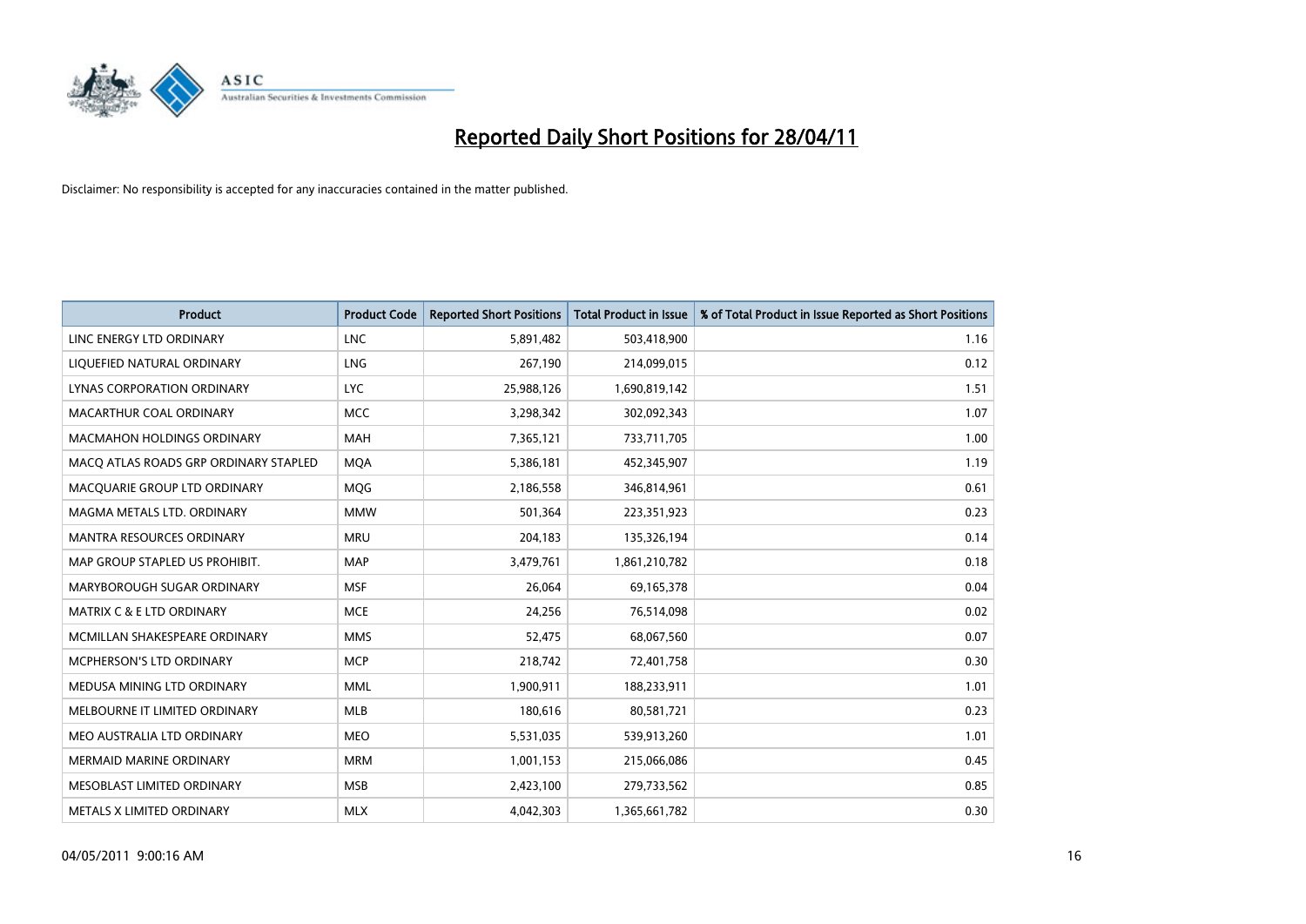# Reported Daily Short Positions for 28/04/11

Disclaimer: No responsibility is accepted for any inaccuracies contained in the matter published.

| Product | Product Code | Reported Short Positions | Total Product in Issue | % of Total Product in Issue Reported as Short Positions |
|---|---|---|---|---|
| LINC ENERGY LTD ORDINARY | LNC | 5,891,482 | 503,418,900 | 1.16 |
| LIQUEFIED NATURAL ORDINARY | LNG | 267,190 | 214,099,015 | 0.12 |
| LYNAS CORPORATION ORDINARY | LYC | 25,988,126 | 1,690,819,142 | 1.51 |
| MACARTHUR COAL ORDINARY | MCC | 3,298,342 | 302,092,343 | 1.07 |
| MACMAHON HOLDINGS ORDINARY | MAH | 7,365,121 | 733,711,705 | 1.00 |
| MACQ ATLAS ROADS GRP ORDINARY STAPLED | MQA | 5,386,181 | 452,345,907 | 1.19 |
| MACQUARIE GROUP LTD ORDINARY | MQG | 2,186,558 | 346,814,961 | 0.61 |
| MAGMA METALS LTD. ORDINARY | MMW | 501,364 | 223,351,923 | 0.23 |
| MANTRA RESOURCES ORDINARY | MRU | 204,183 | 135,326,194 | 0.14 |
| MAP GROUP STAPLED US PROHIBIT. | MAP | 3,479,761 | 1,861,210,782 | 0.18 |
| MARYBOROUGH SUGAR ORDINARY | MSF | 26,064 | 69,165,378 | 0.04 |
| MATRIX C & E LTD ORDINARY | MCE | 24,256 | 76,514,098 | 0.02 |
| MCMILLAN SHAKESPEARE ORDINARY | MMS | 52,475 | 68,067,560 | 0.07 |
| MCPHERSON'S LTD ORDINARY | MCP | 218,742 | 72,401,758 | 0.30 |
| MEDUSA MINING LTD ORDINARY | MML | 1,900,911 | 188,233,911 | 1.01 |
| MELBOURNE IT LIMITED ORDINARY | MLB | 180,616 | 80,581,721 | 0.23 |
| MEO AUSTRALIA LTD ORDINARY | MEO | 5,531,035 | 539,913,260 | 1.01 |
| MERMAID MARINE ORDINARY | MRM | 1,001,153 | 215,066,086 | 0.45 |
| MESOBLAST LIMITED ORDINARY | MSB | 2,423,100 | 279,733,562 | 0.85 |
| METALS X LIMITED ORDINARY | MLX | 4,042,303 | 1,365,661,782 | 0.30 |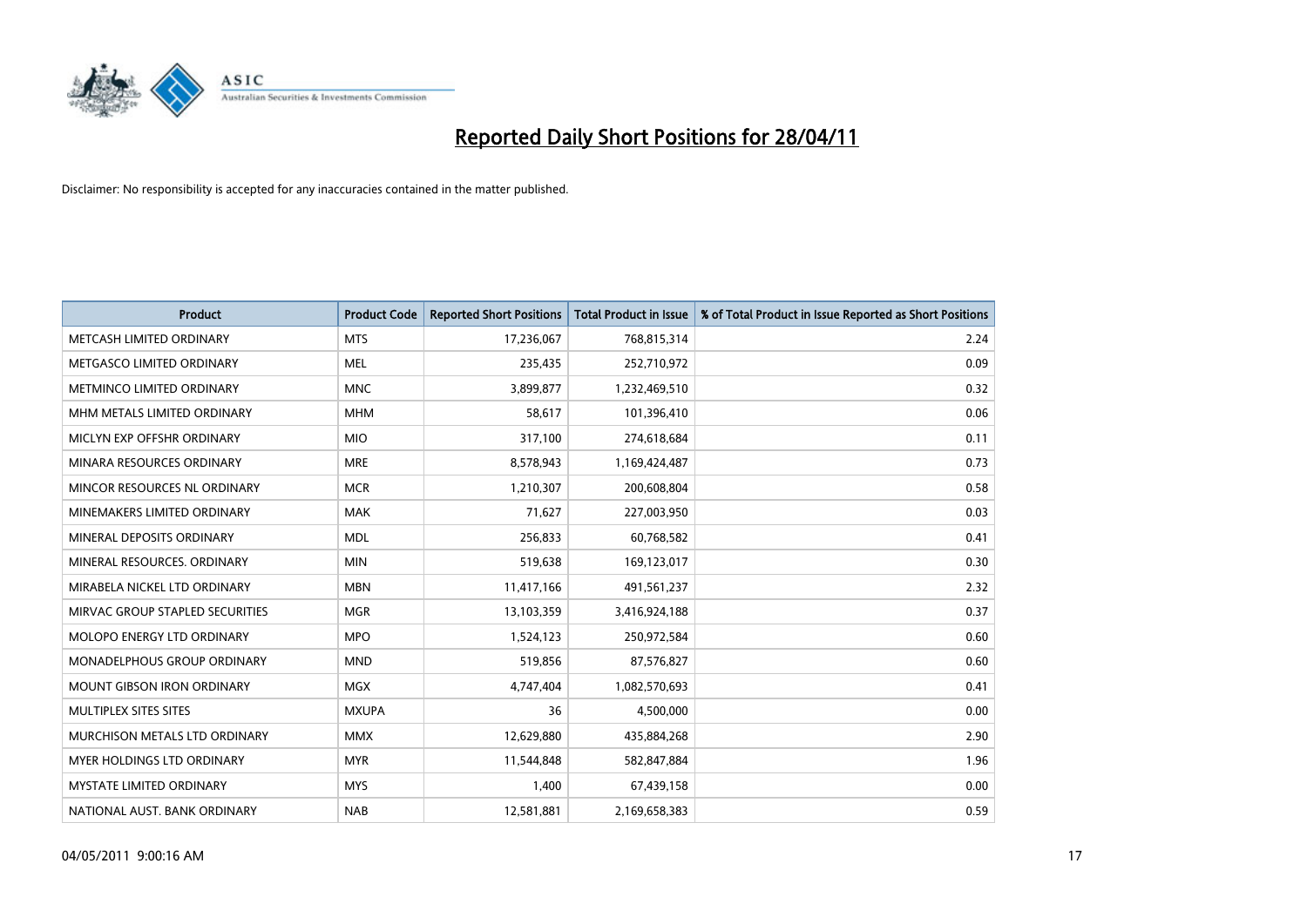# Reported Daily Short Positions for 28/04/11

Disclaimer: No responsibility is accepted for any inaccuracies contained in the matter published.

| Product | Product Code | Reported Short Positions | Total Product in Issue | % of Total Product in Issue Reported as Short Positions |
|---|---|---|---|---|
| METCASH LIMITED ORDINARY | MTS | 17,236,067 | 768,815,314 | 2.24 |
| METGASCO LIMITED ORDINARY | MEL | 235,435 | 252,710,972 | 0.09 |
| METMINCO LIMITED ORDINARY | MNC | 3,899,877 | 1,232,469,510 | 0.32 |
| MHM METALS LIMITED ORDINARY | MHM | 58,617 | 101,396,410 | 0.06 |
| MICLYN EXP OFFSHR ORDINARY | MIO | 317,100 | 274,618,684 | 0.11 |
| MINARA RESOURCES ORDINARY | MRE | 8,578,943 | 1,169,424,487 | 0.73 |
| MINCOR RESOURCES NL ORDINARY | MCR | 1,210,307 | 200,608,804 | 0.58 |
| MINEMAKERS LIMITED ORDINARY | MAK | 71,627 | 227,003,950 | 0.03 |
| MINERAL DEPOSITS ORDINARY | MDL | 256,833 | 60,768,582 | 0.41 |
| MINERAL RESOURCES. ORDINARY | MIN | 519,638 | 169,123,017 | 0.30 |
| MIRABELA NICKEL LTD ORDINARY | MBN | 11,417,166 | 491,561,237 | 2.32 |
| MIRVAC GROUP STAPLED SECURITIES | MGR | 13,103,359 | 3,416,924,188 | 0.37 |
| MOLOPO ENERGY LTD ORDINARY | MPO | 1,524,123 | 250,972,584 | 0.60 |
| MONADELPHOUS GROUP ORDINARY | MND | 519,856 | 87,576,827 | 0.60 |
| MOUNT GIBSON IRON ORDINARY | MGX | 4,747,404 | 1,082,570,693 | 0.41 |
| MULTIPLEX SITES SITES | MXUPA | 36 | 4,500,000 | 0.00 |
| MURCHISON METALS LTD ORDINARY | MMX | 12,629,880 | 435,884,268 | 2.90 |
| MYER HOLDINGS LTD ORDINARY | MYR | 11,544,848 | 582,847,884 | 1.96 |
| MYSTATE LIMITED ORDINARY | MYS | 1,400 | 67,439,158 | 0.00 |
| NATIONAL AUST. BANK ORDINARY | NAB | 12,581,881 | 2,169,658,383 | 0.59 |

04/05/2011 9:00:16 AM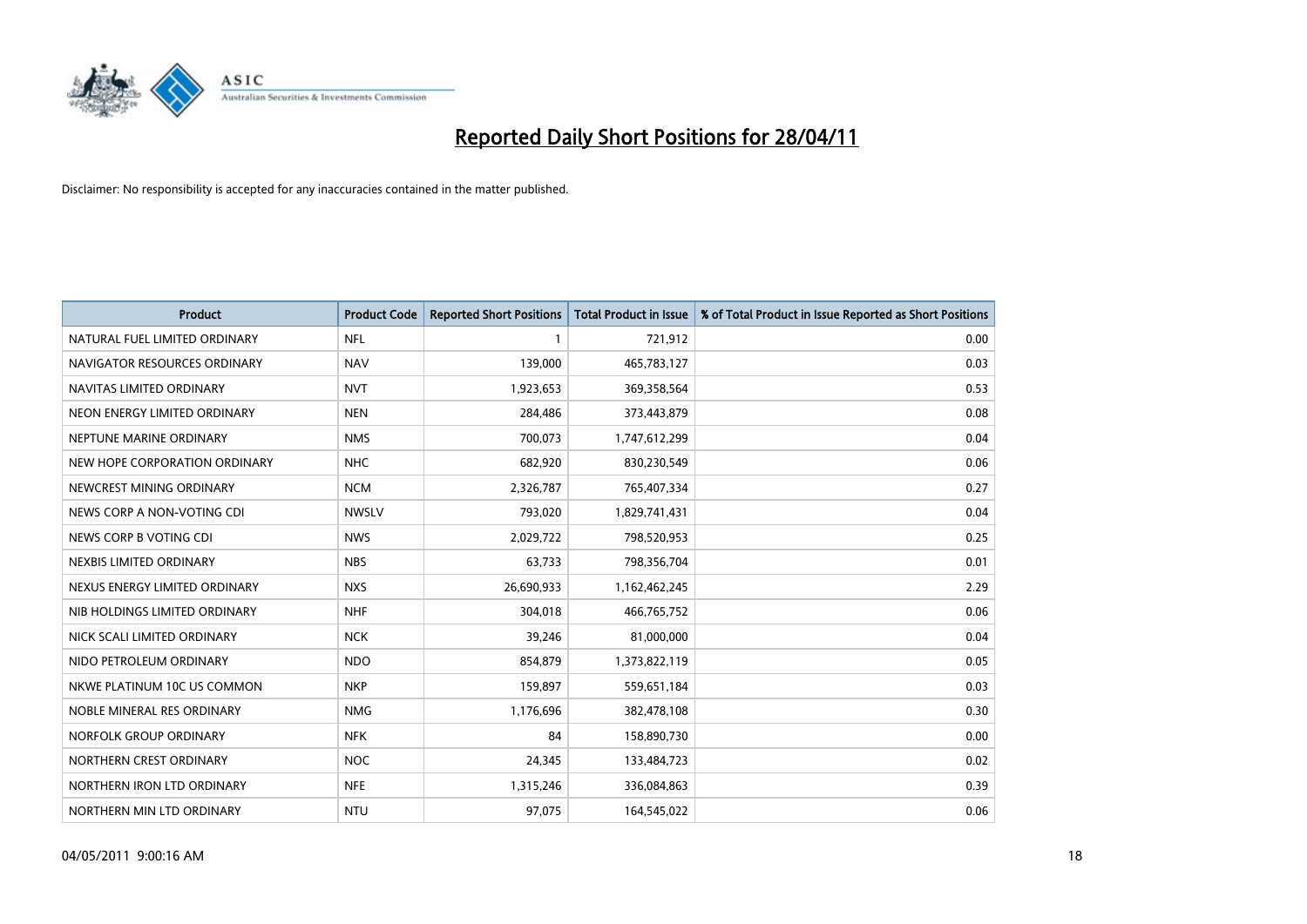# Reported Daily Short Positions for 28/04/11

Disclaimer: No responsibility is accepted for any inaccuracies contained in the matter published.

| Product | Product Code | Reported Short Positions | Total Product in Issue | % of Total Product in Issue Reported as Short Positions |
|---|---|---|---|---|
| NATURAL FUEL LIMITED ORDINARY | NFL | 1 | 721,912 | 0.00 |
| NAVIGATOR RESOURCES ORDINARY | NAV | 139,000 | 465,783,127 | 0.03 |
| NAVITAS LIMITED ORDINARY | NVT | 1,923,653 | 369,358,564 | 0.53 |
| NEON ENERGY LIMITED ORDINARY | NEN | 284,486 | 373,443,879 | 0.08 |
| NEPTUNE MARINE ORDINARY | NMS | 700,073 | 1,747,612,299 | 0.04 |
| NEW HOPE CORPORATION ORDINARY | NHC | 682,920 | 830,230,549 | 0.06 |
| NEWCREST MINING ORDINARY | NCM | 2,326,787 | 765,407,334 | 0.27 |
| NEWS CORP A NON-VOTING CDI | NWSLV | 793,020 | 1,829,741,431 | 0.04 |
| NEWS CORP B VOTING CDI | NWS | 2,029,722 | 798,520,953 | 0.25 |
| NEXBIS LIMITED ORDINARY | NBS | 63,733 | 798,356,704 | 0.01 |
| NEXUS ENERGY LIMITED ORDINARY | NXS | 26,690,933 | 1,162,462,245 | 2.29 |
| NIB HOLDINGS LIMITED ORDINARY | NHF | 304,018 | 466,765,752 | 0.06 |
| NICK SCALI LIMITED ORDINARY | NCK | 39,246 | 81,000,000 | 0.04 |
| NIDO PETROLEUM ORDINARY | NDO | 854,879 | 1,373,822,119 | 0.05 |
| NKWE PLATINUM 10C US COMMON | NKP | 159,897 | 559,651,184 | 0.03 |
| NOBLE MINERAL RES ORDINARY | NMG | 1,176,696 | 382,478,108 | 0.30 |
| NORFOLK GROUP ORDINARY | NFK | 84 | 158,890,730 | 0.00 |
| NORTHERN CREST ORDINARY | NOC | 24,345 | 133,484,723 | 0.02 |
| NORTHERN IRON LTD ORDINARY | NFE | 1,315,246 | 336,084,863 | 0.39 |
| NORTHERN MIN LTD ORDINARY | NTU | 97,075 | 164,545,022 | 0.06 |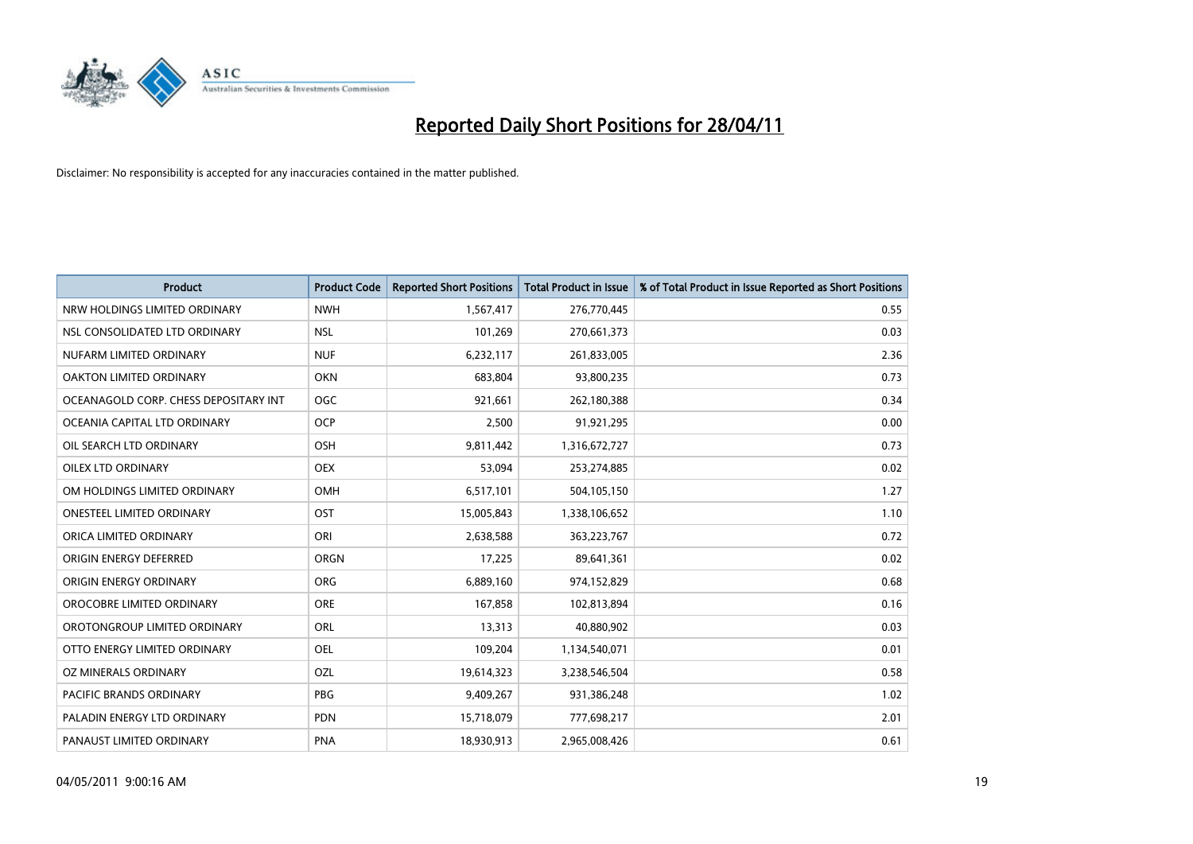# Reported Daily Short Positions for 28/04/11

Disclaimer: No responsibility is accepted for any inaccuracies contained in the matter published.

| Product | Product Code | Reported Short Positions | Total Product in Issue | % of Total Product in Issue Reported as Short Positions |
|---|---|---|---|---|
| NRW HOLDINGS LIMITED ORDINARY | NWH | 1,567,417 | 276,770,445 | 0.55 |
| NSL CONSOLIDATED LTD ORDINARY | NSL | 101,269 | 270,661,373 | 0.03 |
| NUFARM LIMITED ORDINARY | NUF | 6,232,117 | 261,833,005 | 2.36 |
| OAKTON LIMITED ORDINARY | OKN | 683,804 | 93,800,235 | 0.73 |
| OCEANAGOLD CORP. CHESS DEPOSITARY INT | OGC | 921,661 | 262,180,388 | 0.34 |
| OCEANIA CAPITAL LTD ORDINARY | OCP | 2,500 | 91,921,295 | 0.00 |
| OIL SEARCH LTD ORDINARY | OSH | 9,811,442 | 1,316,672,727 | 0.73 |
| OILEX LTD ORDINARY | OEX | 53,094 | 253,274,885 | 0.02 |
| OM HOLDINGS LIMITED ORDINARY | OMH | 6,517,101 | 504,105,150 | 1.27 |
| ONESTEEL LIMITED ORDINARY | OST | 15,005,843 | 1,338,106,652 | 1.10 |
| ORICA LIMITED ORDINARY | ORI | 2,638,588 | 363,223,767 | 0.72 |
| ORIGIN ENERGY DEFERRED | ORGN | 17,225 | 89,641,361 | 0.02 |
| ORIGIN ENERGY ORDINARY | ORG | 6,889,160 | 974,152,829 | 0.68 |
| OROCOBRE LIMITED ORDINARY | ORE | 167,858 | 102,813,894 | 0.16 |
| OROTONGROUP LIMITED ORDINARY | ORL | 13,313 | 40,880,902 | 0.03 |
| OTTO ENERGY LIMITED ORDINARY | OEL | 109,204 | 1,134,540,071 | 0.01 |
| OZ MINERALS ORDINARY | OZL | 19,614,323 | 3,238,546,504 | 0.58 |
| PACIFIC BRANDS ORDINARY | PBG | 9,409,267 | 931,386,248 | 1.02 |
| PALADIN ENERGY LTD ORDINARY | PDN | 15,718,079 | 777,698,217 | 2.01 |
| PANAUST LIMITED ORDINARY | PNA | 18,930,913 | 2,965,008,426 | 0.61 |

04/05/2011 9:00:16 AM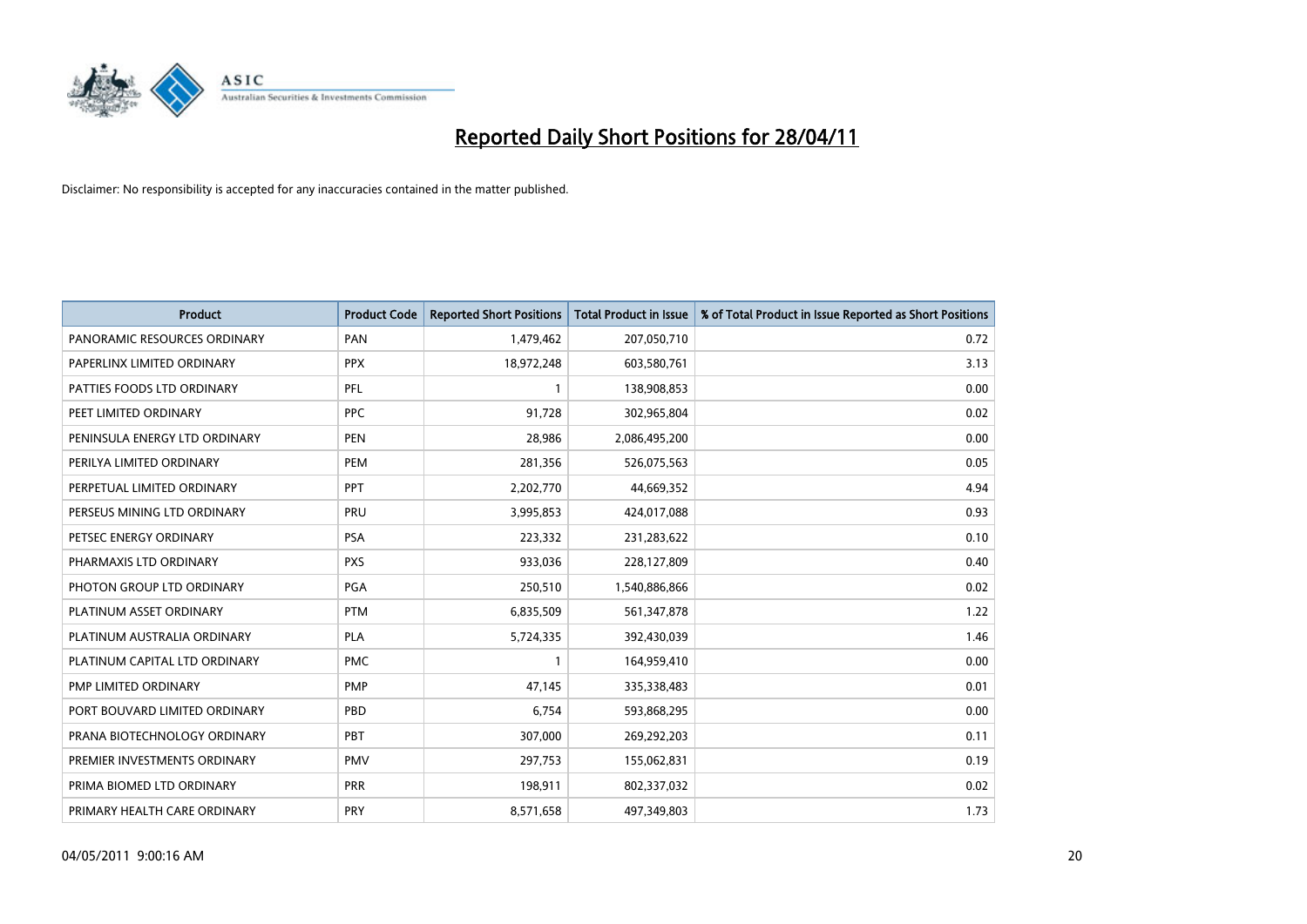# Reported Daily Short Positions for 28/04/11

Disclaimer: No responsibility is accepted for any inaccuracies contained in the matter published.

| Product | Product Code | Reported Short Positions | Total Product in Issue | % of Total Product in Issue Reported as Short Positions |
|---|---|---|---|---|
| PANORAMIC RESOURCES ORDINARY | PAN | 1,479,462 | 207,050,710 | 0.72 |
| PAPERLINX LIMITED ORDINARY | PPX | 18,972,248 | 603,580,761 | 3.13 |
| PATTIES FOODS LTD ORDINARY | PFL | 1 | 138,908,853 | 0.00 |
| PEET LIMITED ORDINARY | PPC | 91,728 | 302,965,804 | 0.02 |
| PENINSULA ENERGY LTD ORDINARY | PEN | 28,986 | 2,086,495,200 | 0.00 |
| PERILYA LIMITED ORDINARY | PEM | 281,356 | 526,075,563 | 0.05 |
| PERPETUAL LIMITED ORDINARY | PPT | 2,202,770 | 44,669,352 | 4.94 |
| PERSEUS MINING LTD ORDINARY | PRU | 3,995,853 | 424,017,088 | 0.93 |
| PETSEC ENERGY ORDINARY | PSA | 223,332 | 231,283,622 | 0.10 |
| PHARMAXIS LTD ORDINARY | PXS | 933,036 | 228,127,809 | 0.40 |
| PHOTON GROUP LTD ORDINARY | PGA | 250,510 | 1,540,886,866 | 0.02 |
| PLATINUM ASSET ORDINARY | PTM | 6,835,509 | 561,347,878 | 1.22 |
| PLATINUM AUSTRALIA ORDINARY | PLA | 5,724,335 | 392,430,039 | 1.46 |
| PLATINUM CAPITAL LTD ORDINARY | PMC | 1 | 164,959,410 | 0.00 |
| PMP LIMITED ORDINARY | PMP | 47,145 | 335,338,483 | 0.01 |
| PORT BOUVARD LIMITED ORDINARY | PBD | 6,754 | 593,868,295 | 0.00 |
| PRANA BIOTECHNOLOGY ORDINARY | PBT | 307,000 | 269,292,203 | 0.11 |
| PREMIER INVESTMENTS ORDINARY | PMV | 297,753 | 155,062,831 | 0.19 |
| PRIMA BIOMED LTD ORDINARY | PRR | 198,911 | 802,337,032 | 0.02 |
| PRIMARY HEALTH CARE ORDINARY | PRY | 8,571,658 | 497,349,803 | 1.73 |

04/05/2011 9:00:16 AM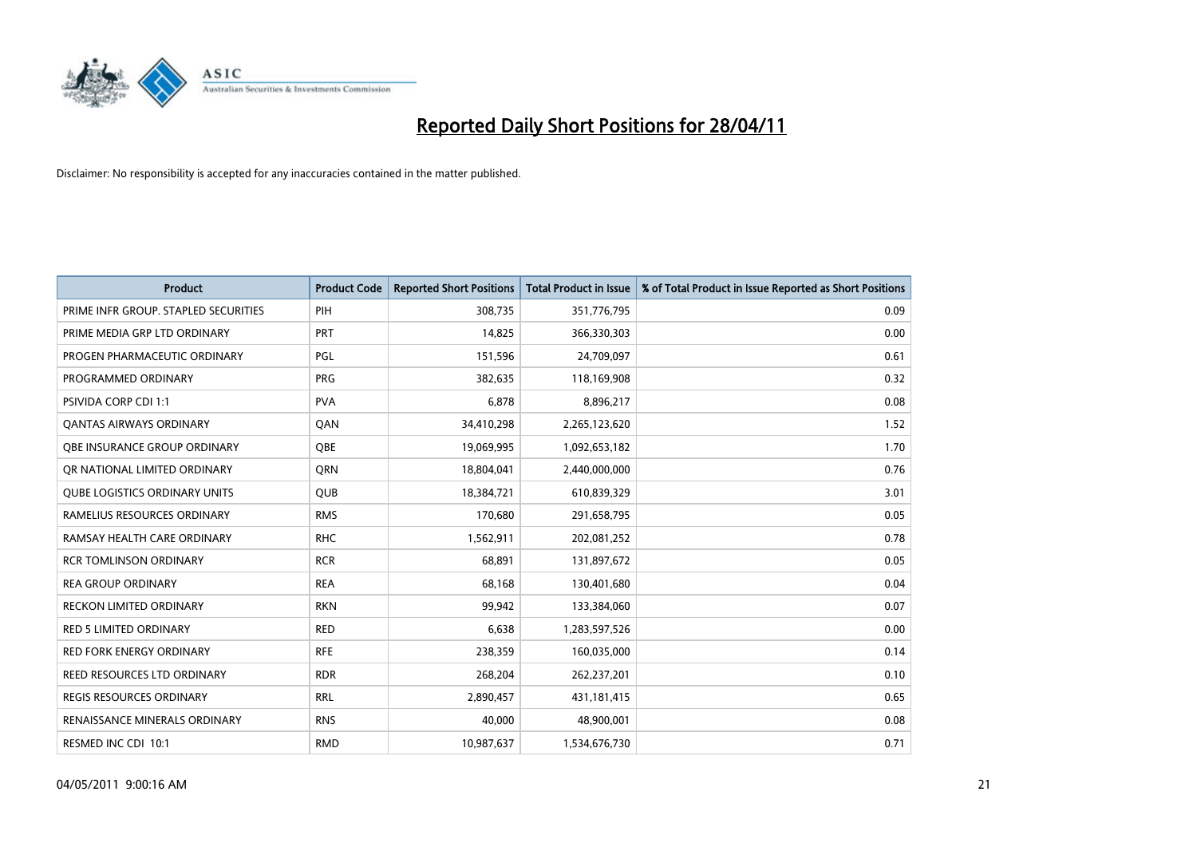# Reported Daily Short Positions for 28/04/11

Disclaimer: No responsibility is accepted for any inaccuracies contained in the matter published.

| Product | Product Code | Reported Short Positions | Total Product in Issue | % of Total Product in Issue Reported as Short Positions |
|---|---|---|---|---|
| PRIME INFR GROUP. STAPLED SECURITIES | PIH | 308,735 | 351,776,795 | 0.09 |
| PRIME MEDIA GRP LTD ORDINARY | PRT | 14,825 | 366,330,303 | 0.00 |
| PROGEN PHARMACEUTIC ORDINARY | PGL | 151,596 | 24,709,097 | 0.61 |
| PROGRAMMED ORDINARY | PRG | 382,635 | 118,169,908 | 0.32 |
| PSIVIDA CORP CDI 1:1 | PVA | 6,878 | 8,896,217 | 0.08 |
| QANTAS AIRWAYS ORDINARY | QAN | 34,410,298 | 2,265,123,620 | 1.52 |
| QBE INSURANCE GROUP ORDINARY | QBE | 19,069,995 | 1,092,653,182 | 1.70 |
| QR NATIONAL LIMITED ORDINARY | QRN | 18,804,041 | 2,440,000,000 | 0.76 |
| QUBE LOGISTICS ORDINARY UNITS | QUB | 18,384,721 | 610,839,329 | 3.01 |
| RAMELIUS RESOURCES ORDINARY | RMS | 170,680 | 291,658,795 | 0.05 |
| RAMSAY HEALTH CARE ORDINARY | RHC | 1,562,911 | 202,081,252 | 0.78 |
| RCR TOMLINSON ORDINARY | RCR | 68,891 | 131,897,672 | 0.05 |
| REA GROUP ORDINARY | REA | 68,168 | 130,401,680 | 0.04 |
| RECKON LIMITED ORDINARY | RKN | 99,942 | 133,384,060 | 0.07 |
| RED 5 LIMITED ORDINARY | RED | 6,638 | 1,283,597,526 | 0.00 |
| RED FORK ENERGY ORDINARY | RFE | 238,359 | 160,035,000 | 0.14 |
| REED RESOURCES LTD ORDINARY | RDR | 268,204 | 262,237,201 | 0.10 |
| REGIS RESOURCES ORDINARY | RRL | 2,890,457 | 431,181,415 | 0.65 |
| RENAISSANCE MINERALS ORDINARY | RNS | 40,000 | 48,900,001 | 0.08 |
| RESMED INC CDI 10:1 | RMD | 10,987,637 | 1,534,676,730 | 0.71 |

04/05/2011 9:00:16 AM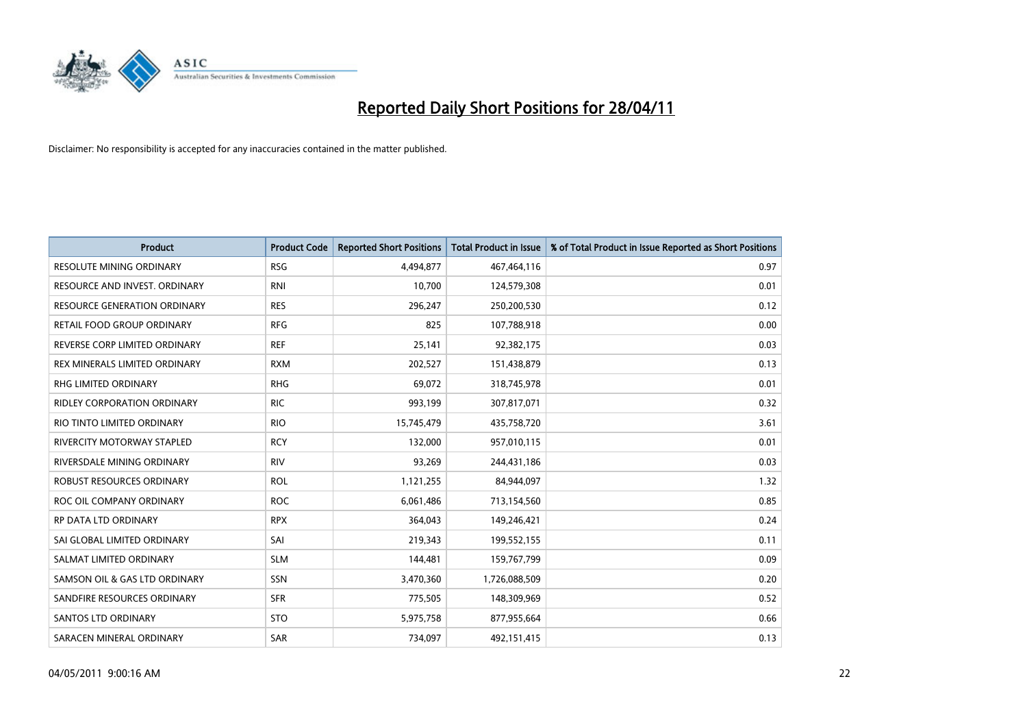# Reported Daily Short Positions for 28/04/11

Disclaimer: No responsibility is accepted for any inaccuracies contained in the matter published.

| Product | Product Code | Reported Short Positions | Total Product in Issue | % of Total Product in Issue Reported as Short Positions |
|---|---|---|---|---|
| RESOLUTE MINING ORDINARY | RSG | 4,494,877 | 467,464,116 | 0.97 |
| RESOURCE AND INVEST. ORDINARY | RNI | 10,700 | 124,579,308 | 0.01 |
| RESOURCE GENERATION ORDINARY | RES | 296,247 | 250,200,530 | 0.12 |
| RETAIL FOOD GROUP ORDINARY | RFG | 825 | 107,788,918 | 0.00 |
| REVERSE CORP LIMITED ORDINARY | REF | 25,141 | 92,382,175 | 0.03 |
| REX MINERALS LIMITED ORDINARY | RXM | 202,527 | 151,438,879 | 0.13 |
| RHG LIMITED ORDINARY | RHG | 69,072 | 318,745,978 | 0.01 |
| RIDLEY CORPORATION ORDINARY | RIC | 993,199 | 307,817,071 | 0.32 |
| RIO TINTO LIMITED ORDINARY | RIO | 15,745,479 | 435,758,720 | 3.61 |
| RIVERCITY MOTORWAY STAPLED | RCY | 132,000 | 957,010,115 | 0.01 |
| RIVERSDALE MINING ORDINARY | RIV | 93,269 | 244,431,186 | 0.03 |
| ROBUST RESOURCES ORDINARY | ROL | 1,121,255 | 84,944,097 | 1.32 |
| ROC OIL COMPANY ORDINARY | ROC | 6,061,486 | 713,154,560 | 0.85 |
| RP DATA LTD ORDINARY | RPX | 364,043 | 149,246,421 | 0.24 |
| SAI GLOBAL LIMITED ORDINARY | SAI | 219,343 | 199,552,155 | 0.11 |
| SALMAT LIMITED ORDINARY | SLM | 144,481 | 159,767,799 | 0.09 |
| SAMSON OIL & GAS LTD ORDINARY | SSN | 3,470,360 | 1,726,088,509 | 0.20 |
| SANDFIRE RESOURCES ORDINARY | SFR | 775,505 | 148,309,969 | 0.52 |
| SANTOS LTD ORDINARY | STO | 5,975,758 | 877,955,664 | 0.66 |
| SARACEN MINERAL ORDINARY | SAR | 734,097 | 492,151,415 | 0.13 |

04/05/2011 9:00:16 AM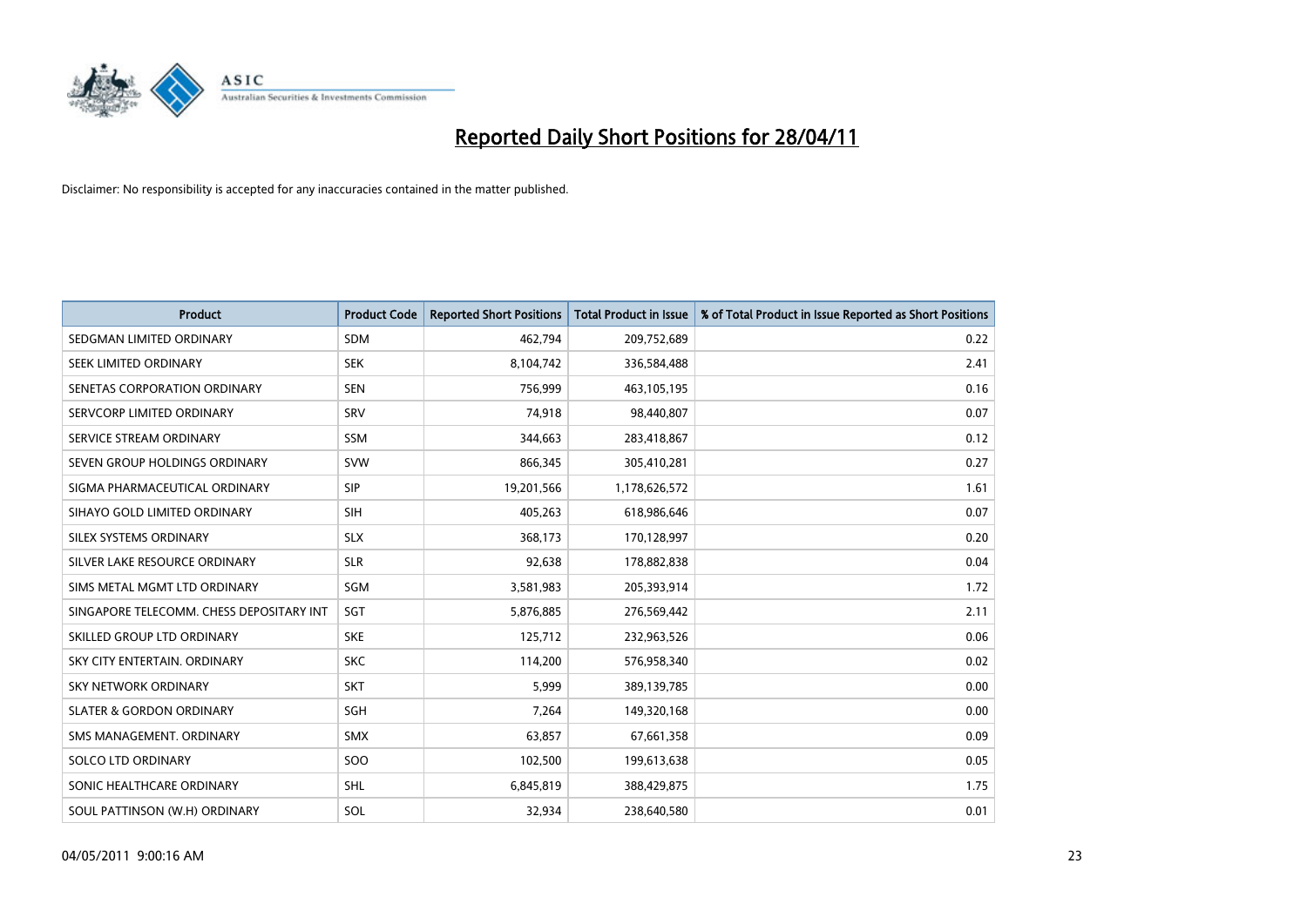# Reported Daily Short Positions for 28/04/11

Disclaimer: No responsibility is accepted for any inaccuracies contained in the matter published.

| Product | Product Code | Reported Short Positions | Total Product in Issue | % of Total Product in Issue Reported as Short Positions |
| --- | --- | --- | --- | --- |
| SEDGMAN LIMITED ORDINARY | SDM | 462,794 | 209,752,689 | 0.22 |
| SEEK LIMITED ORDINARY | SEK | 8,104,742 | 336,584,488 | 2.41 |
| SENETAS CORPORATION ORDINARY | SEN | 756,999 | 463,105,195 | 0.16 |
| SERVCORP LIMITED ORDINARY | SRV | 74,918 | 98,440,807 | 0.07 |
| SERVICE STREAM ORDINARY | SSM | 344,663 | 283,418,867 | 0.12 |
| SEVEN GROUP HOLDINGS ORDINARY | SVW | 866,345 | 305,410,281 | 0.27 |
| SIGMA PHARMACEUTICAL ORDINARY | SIP | 19,201,566 | 1,178,626,572 | 1.61 |
| SIHAYO GOLD LIMITED ORDINARY | SIH | 405,263 | 618,986,646 | 0.07 |
| SILEX SYSTEMS ORDINARY | SLX | 368,173 | 170,128,997 | 0.20 |
| SILVER LAKE RESOURCE ORDINARY | SLR | 92,638 | 178,882,838 | 0.04 |
| SIMS METAL MGMT LTD ORDINARY | SGM | 3,581,983 | 205,393,914 | 1.72 |
| SINGAPORE TELECOMM. CHESS DEPOSITARY INT | SGT | 5,876,885 | 276,569,442 | 2.11 |
| SKILLED GROUP LTD ORDINARY | SKE | 125,712 | 232,963,526 | 0.06 |
| SKY CITY ENTERTAIN. ORDINARY | SKC | 114,200 | 576,958,340 | 0.02 |
| SKY NETWORK ORDINARY | SKT | 5,999 | 389,139,785 | 0.00 |
| SLATER & GORDON ORDINARY | SGH | 7,264 | 149,320,168 | 0.00 |
| SMS MANAGEMENT. ORDINARY | SMX | 63,857 | 67,661,358 | 0.09 |
| SOLCO LTD ORDINARY | SOO | 102,500 | 199,613,638 | 0.05 |
| SONIC HEALTHCARE ORDINARY | SHL | 6,845,819 | 388,429,875 | 1.75 |
| SOUL PATTINSON (W.H) ORDINARY | SOL | 32,934 | 238,640,580 | 0.01 |

04/05/2011 9:00:16 AM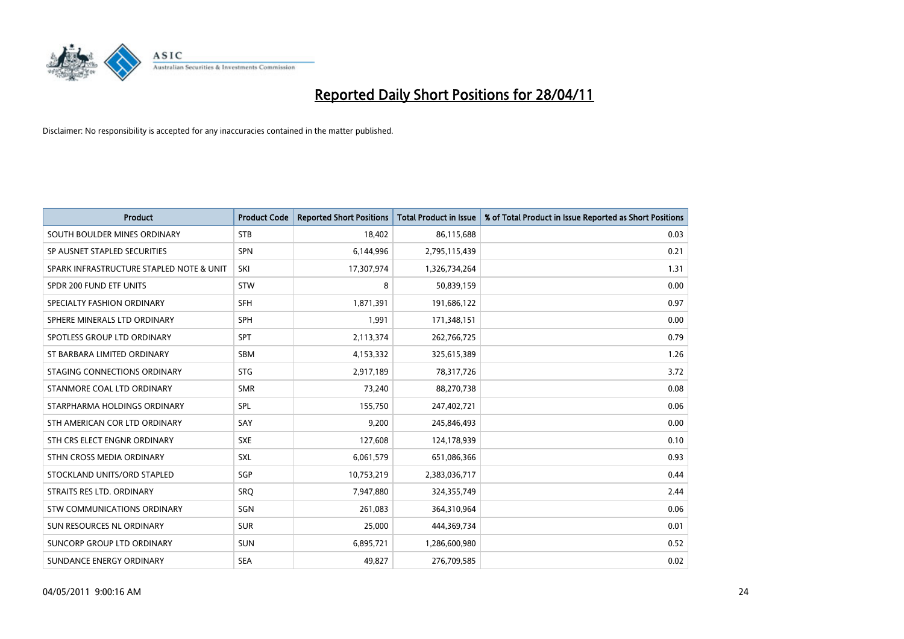# Reported Daily Short Positions for 28/04/11

Disclaimer: No responsibility is accepted for any inaccuracies contained in the matter published.

| Product | Product Code | Reported Short Positions | Total Product in Issue | % of Total Product in Issue Reported as Short Positions |
|---|---|---|---|---|
| SOUTH BOULDER MINES ORDINARY | STB | 18,402 | 86,115,688 | 0.03 |
| SP AUSNET STAPLED SECURITIES | SPN | 6,144,996 | 2,795,115,439 | 0.21 |
| SPARK INFRASTRUCTURE STAPLED NOTE & UNIT | SKI | 17,307,974 | 1,326,734,264 | 1.31 |
| SPDR 200 FUND ETF UNITS | STW | 8 | 50,839,159 | 0.00 |
| SPECIALTY FASHION ORDINARY | SFH | 1,871,391 | 191,686,122 | 0.97 |
| SPHERE MINERALS LTD ORDINARY | SPH | 1,991 | 171,348,151 | 0.00 |
| SPOTLESS GROUP LTD ORDINARY | SPT | 2,113,374 | 262,766,725 | 0.79 |
| ST BARBARA LIMITED ORDINARY | SBM | 4,153,332 | 325,615,389 | 1.26 |
| STAGING CONNECTIONS ORDINARY | STG | 2,917,189 | 78,317,726 | 3.72 |
| STANMORE COAL LTD ORDINARY | SMR | 73,240 | 88,270,738 | 0.08 |
| STARPHARMA HOLDINGS ORDINARY | SPL | 155,750 | 247,402,721 | 0.06 |
| STH AMERICAN COR LTD ORDINARY | SAY | 9,200 | 245,846,493 | 0.00 |
| STH CRS ELECT ENGNR ORDINARY | SXE | 127,608 | 124,178,939 | 0.10 |
| STHN CROSS MEDIA ORDINARY | SXL | 6,061,579 | 651,086,366 | 0.93 |
| STOCKLAND UNITS/ORD STAPLED | SGP | 10,753,219 | 2,383,036,717 | 0.44 |
| STRAITS RES LTD. ORDINARY | SRQ | 7,947,880 | 324,355,749 | 2.44 |
| STW COMMUNICATIONS ORDINARY | SGN | 261,083 | 364,310,964 | 0.06 |
| SUN RESOURCES NL ORDINARY | SUR | 25,000 | 444,369,734 | 0.01 |
| SUNCORP GROUP LTD ORDINARY | SUN | 6,895,721 | 1,286,600,980 | 0.52 |
| SUNDANCE ENERGY ORDINARY | SEA | 49,827 | 276,709,585 | 0.02 |

04/05/2011 9:00:16 AM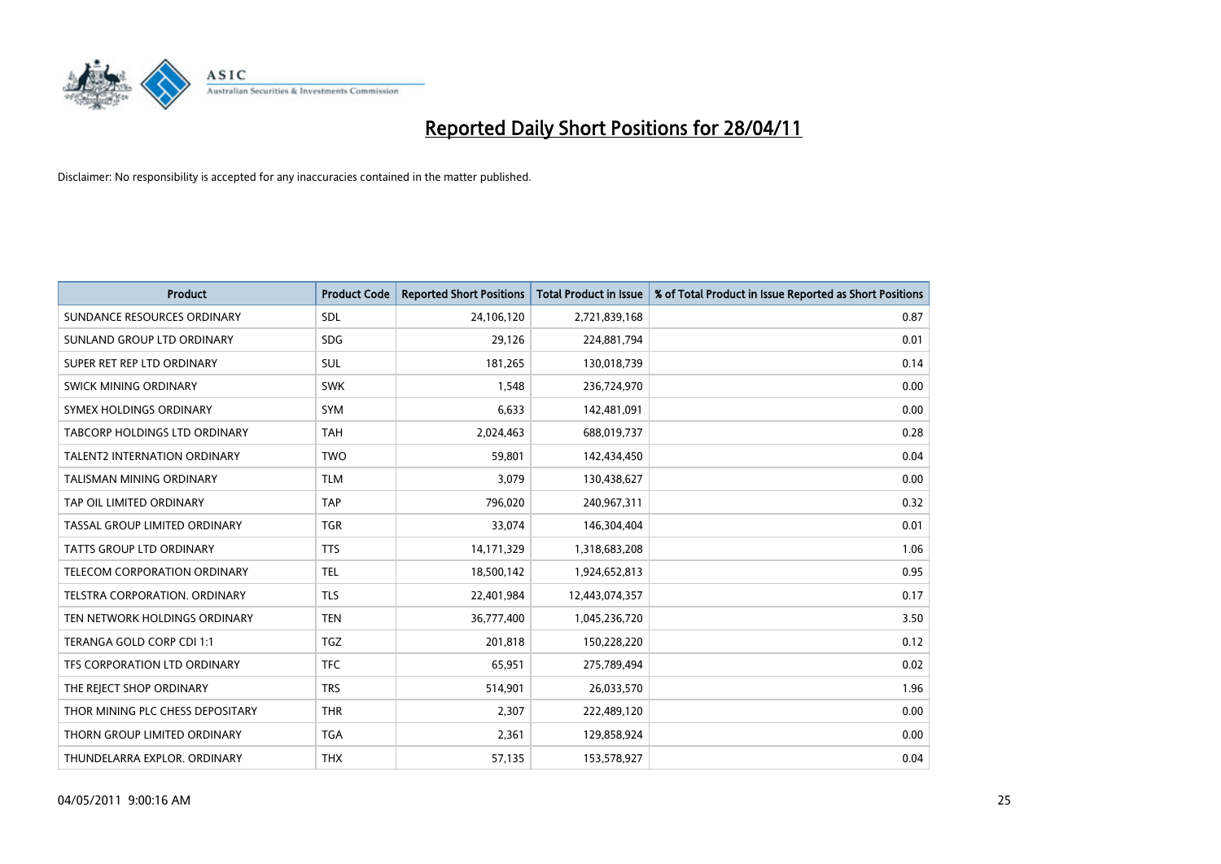# Reported Daily Short Positions for 28/04/11

Disclaimer: No responsibility is accepted for any inaccuracies contained in the matter published.

| Product | Product Code | Reported Short Positions | Total Product in Issue | % of Total Product in Issue Reported as Short Positions |
|---|---|---|---|---|
| SUNDANCE RESOURCES ORDINARY | SDL | 24,106,120 | 2,721,839,168 | 0.87 |
| SUNLAND GROUP LTD ORDINARY | SDG | 29,126 | 224,881,794 | 0.01 |
| SUPER RET REP LTD ORDINARY | SUL | 181,265 | 130,018,739 | 0.14 |
| SWICK MINING ORDINARY | SWK | 1,548 | 236,724,970 | 0.00 |
| SYMEX HOLDINGS ORDINARY | SYM | 6,633 | 142,481,091 | 0.00 |
| TABCORP HOLDINGS LTD ORDINARY | TAH | 2,024,463 | 688,019,737 | 0.28 |
| TALENT2 INTERNATION ORDINARY | TWO | 59,801 | 142,434,450 | 0.04 |
| TALISMAN MINING ORDINARY | TLM | 3,079 | 130,438,627 | 0.00 |
| TAP OIL LIMITED ORDINARY | TAP | 796,020 | 240,967,311 | 0.32 |
| TASSAL GROUP LIMITED ORDINARY | TGR | 33,074 | 146,304,404 | 0.01 |
| TATTS GROUP LTD ORDINARY | TTS | 14,171,329 | 1,318,683,208 | 1.06 |
| TELECOM CORPORATION ORDINARY | TEL | 18,500,142 | 1,924,652,813 | 0.95 |
| TELSTRA CORPORATION. ORDINARY | TLS | 22,401,984 | 12,443,074,357 | 0.17 |
| TEN NETWORK HOLDINGS ORDINARY | TEN | 36,777,400 | 1,045,236,720 | 3.50 |
| TERANGA GOLD CORP CDI 1:1 | TGZ | 201,818 | 150,228,220 | 0.12 |
| TFS CORPORATION LTD ORDINARY | TFC | 65,951 | 275,789,494 | 0.02 |
| THE REJECT SHOP ORDINARY | TRS | 514,901 | 26,033,570 | 1.96 |
| THOR MINING PLC CHESS DEPOSITARY | THR | 2,307 | 222,489,120 | 0.00 |
| THORN GROUP LIMITED ORDINARY | TGA | 2,361 | 129,858,924 | 0.00 |
| THUNDELARRA EXPLOR. ORDINARY | THX | 57,135 | 153,578,927 | 0.04 |

04/05/2011 9:00:16 AM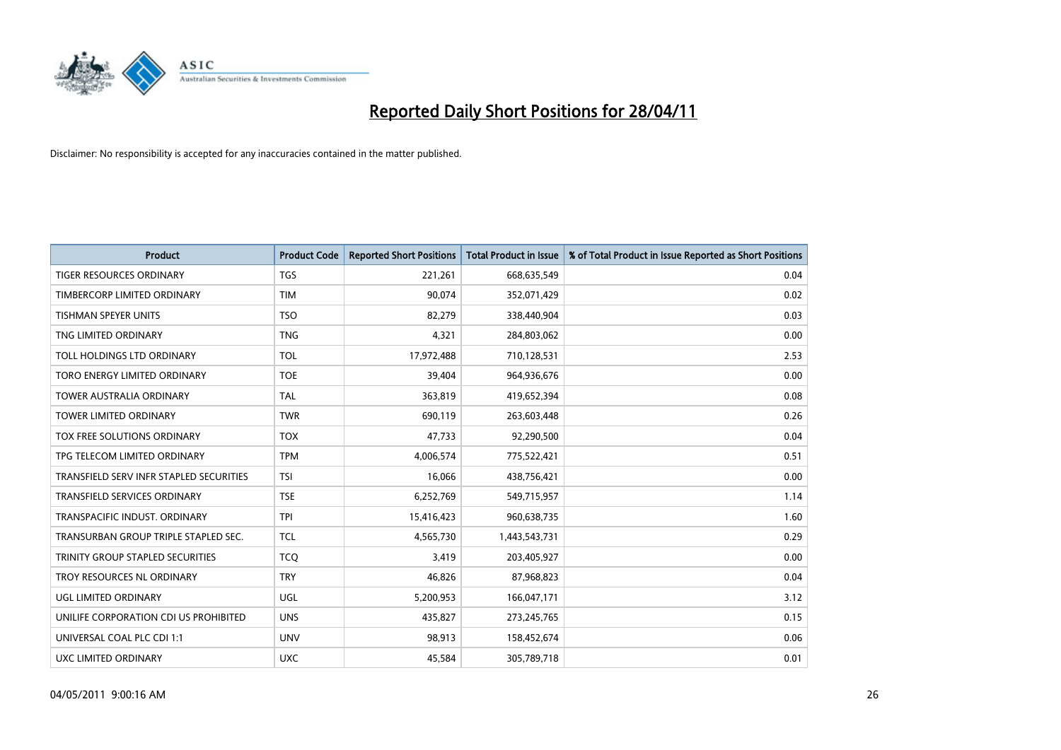# Reported Daily Short Positions for 28/04/11

Disclaimer: No responsibility is accepted for any inaccuracies contained in the matter published.

| Product | Product Code | Reported Short Positions | Total Product in Issue | % of Total Product in Issue Reported as Short Positions |
|---|---|---|---|---|
| TIGER RESOURCES ORDINARY | TGS | 221,261 | 668,635,549 | 0.04 |
| TIMBERCORP LIMITED ORDINARY | TIM | 90,074 | 352,071,429 | 0.02 |
| TISHMAN SPEYER UNITS | TSO | 82,279 | 338,440,904 | 0.03 |
| TNG LIMITED ORDINARY | TNG | 4,321 | 284,803,062 | 0.00 |
| TOLL HOLDINGS LTD ORDINARY | TOL | 17,972,488 | 710,128,531 | 2.53 |
| TORO ENERGY LIMITED ORDINARY | TOE | 39,404 | 964,936,676 | 0.00 |
| TOWER AUSTRALIA ORDINARY | TAL | 363,819 | 419,652,394 | 0.08 |
| TOWER LIMITED ORDINARY | TWR | 690,119 | 263,603,448 | 0.26 |
| TOX FREE SOLUTIONS ORDINARY | TOX | 47,733 | 92,290,500 | 0.04 |
| TPG TELECOM LIMITED ORDINARY | TPM | 4,006,574 | 775,522,421 | 0.51 |
| TRANSFIELD SERV INFR STAPLED SECURITIES | TSI | 16,066 | 438,756,421 | 0.00 |
| TRANSFIELD SERVICES ORDINARY | TSE | 6,252,769 | 549,715,957 | 1.14 |
| TRANSPACIFIC INDUST. ORDINARY | TPI | 15,416,423 | 960,638,735 | 1.60 |
| TRANSURBAN GROUP TRIPLE STAPLED SEC. | TCL | 4,565,730 | 1,443,543,731 | 0.29 |
| TRINITY GROUP STAPLED SECURITIES | TCQ | 3,419 | 203,405,927 | 0.00 |
| TROY RESOURCES NL ORDINARY | TRY | 46,826 | 87,968,823 | 0.04 |
| UGL LIMITED ORDINARY | UGL | 5,200,953 | 166,047,171 | 3.12 |
| UNILIFE CORPORATION CDI US PROHIBITED | UNS | 435,827 | 273,245,765 | 0.15 |
| UNIVERSAL COAL PLC CDI 1:1 | UNV | 98,913 | 158,452,674 | 0.06 |
| UXC LIMITED ORDINARY | UXC | 45,584 | 305,789,718 | 0.01 |

04/05/2011 9:00:16 AM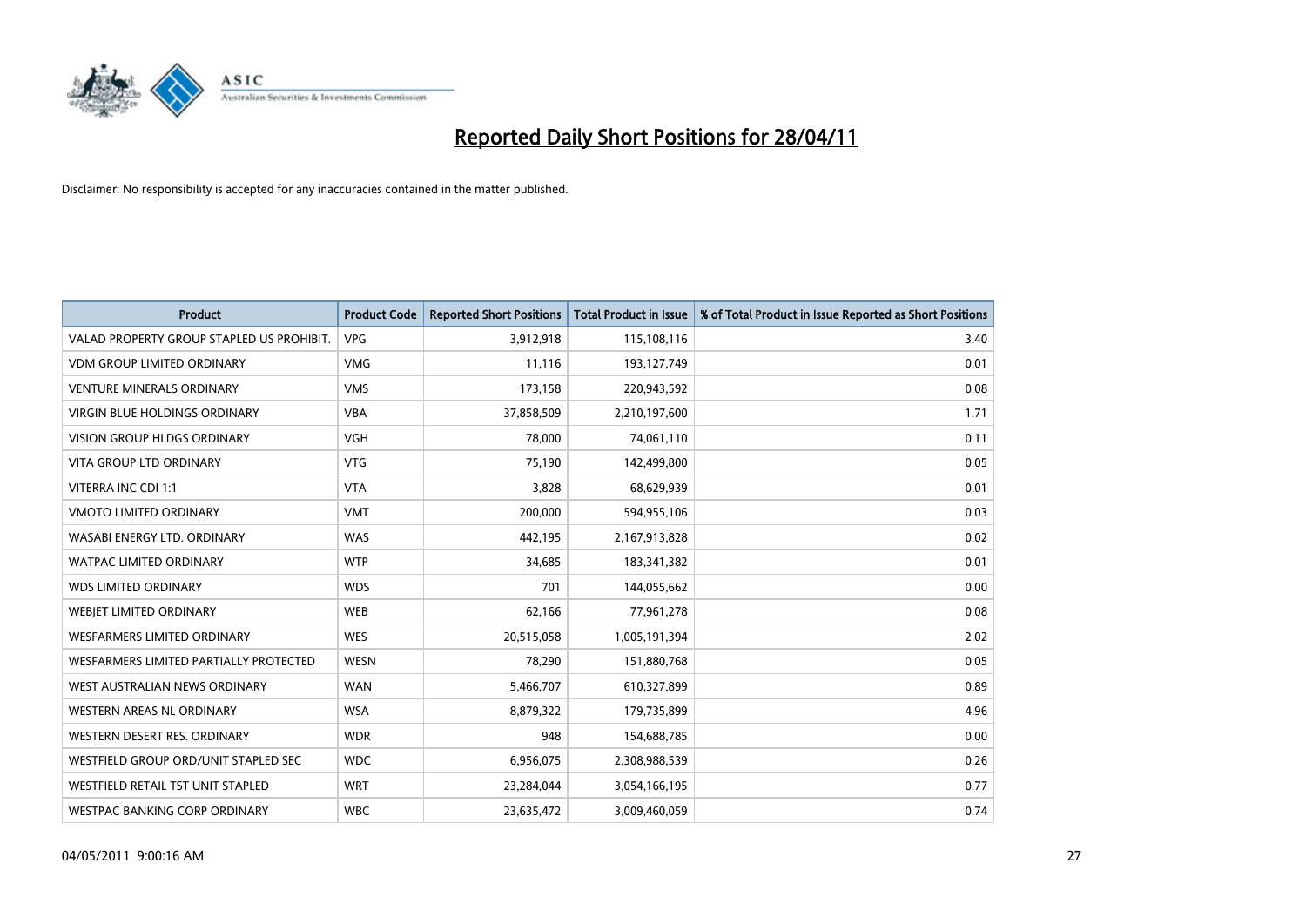# Reported Daily Short Positions for 28/04/11

Disclaimer: No responsibility is accepted for any inaccuracies contained in the matter published.

| Product | Product Code | Reported Short Positions | Total Product in Issue | % of Total Product in Issue Reported as Short Positions |
|---|---|---|---|---|
| VALAD PROPERTY GROUP STAPLED US PROHIBIT. | VPG | 3,912,918 | 115,108,116 | 3.40 |
| VDM GROUP LIMITED ORDINARY | VMG | 11,116 | 193,127,749 | 0.01 |
| VENTURE MINERALS ORDINARY | VMS | 173,158 | 220,943,592 | 0.08 |
| VIRGIN BLUE HOLDINGS ORDINARY | VBA | 37,858,509 | 2,210,197,600 | 1.71 |
| VISION GROUP HLDGS ORDINARY | VGH | 78,000 | 74,061,110 | 0.11 |
| VITA GROUP LTD ORDINARY | VTG | 75,190 | 142,499,800 | 0.05 |
| VITERRA INC CDI 1:1 | VTA | 3,828 | 68,629,939 | 0.01 |
| VMOTO LIMITED ORDINARY | VMT | 200,000 | 594,955,106 | 0.03 |
| WASABI ENERGY LTD. ORDINARY | WAS | 442,195 | 2,167,913,828 | 0.02 |
| WATPAC LIMITED ORDINARY | WTP | 34,685 | 183,341,382 | 0.01 |
| WDS LIMITED ORDINARY | WDS | 701 | 144,055,662 | 0.00 |
| WEBJET LIMITED ORDINARY | WEB | 62,166 | 77,961,278 | 0.08 |
| WESFARMERS LIMITED ORDINARY | WES | 20,515,058 | 1,005,191,394 | 2.02 |
| WESFARMERS LIMITED PARTIALLY PROTECTED | WESN | 78,290 | 151,880,768 | 0.05 |
| WEST AUSTRALIAN NEWS ORDINARY | WAN | 5,466,707 | 610,327,899 | 0.89 |
| WESTERN AREAS NL ORDINARY | WSA | 8,879,322 | 179,735,899 | 4.96 |
| WESTERN DESERT RES. ORDINARY | WDR | 948 | 154,688,785 | 0.00 |
| WESTFIELD GROUP ORD/UNIT STAPLED SEC | WDC | 6,956,075 | 2,308,988,539 | 0.26 |
| WESTFIELD RETAIL TST UNIT STAPLED | WRT | 23,284,044 | 3,054,166,195 | 0.77 |
| WESTPAC BANKING CORP ORDINARY | WBC | 23,635,472 | 3,009,460,059 | 0.74 |

04/05/2011 9:00:16 AM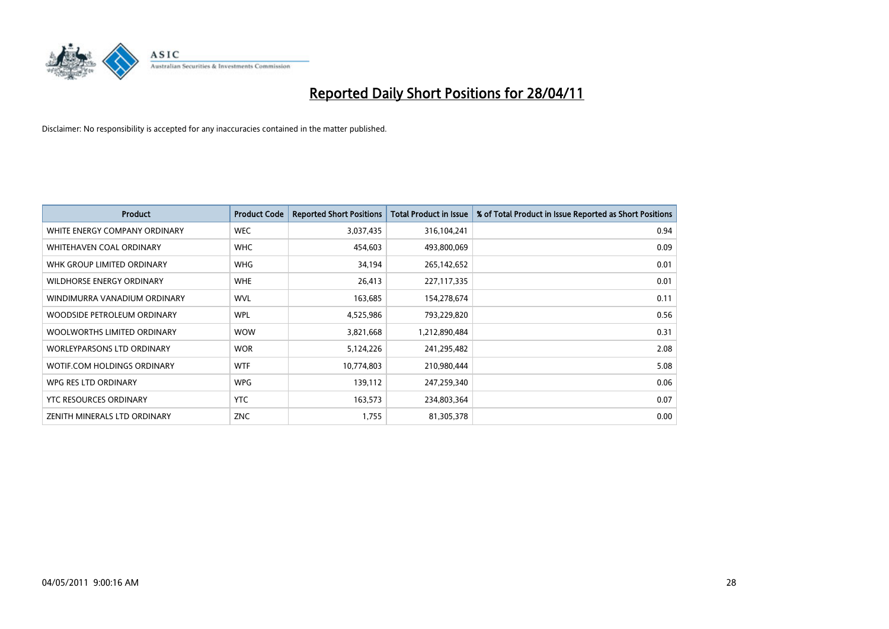# Reported Daily Short Positions for 28/04/11

Disclaimer: No responsibility is accepted for any inaccuracies contained in the matter published.

| Product | Product Code | Reported Short Positions | Total Product in Issue | % of Total Product in Issue Reported as Short Positions |
|---|---|---|---|---|
| WHITE ENERGY COMPANY ORDINARY | WEC | 3,037,435 | 316,104,241 | 0.94 |
| WHITEHAVEN COAL ORDINARY | WHC | 454,603 | 493,800,069 | 0.09 |
| WHK GROUP LIMITED ORDINARY | WHG | 34,194 | 265,142,652 | 0.01 |
| WILDHORSE ENERGY ORDINARY | WHE | 26,413 | 227,117,335 | 0.01 |
| WINDIMURRA VANADIUM ORDINARY | WVL | 163,685 | 154,278,674 | 0.11 |
| WOODSIDE PETROLEUM ORDINARY | WPL | 4,525,986 | 793,229,820 | 0.56 |
| WOOLWORTHS LIMITED ORDINARY | WOW | 3,821,668 | 1,212,890,484 | 0.31 |
| WORLEYPARSONS LTD ORDINARY | WOR | 5,124,226 | 241,295,482 | 2.08 |
| WOTIF.COM HOLDINGS ORDINARY | WTF | 10,774,803 | 210,980,444 | 5.08 |
| WPG RES LTD ORDINARY | WPG | 139,112 | 247,259,340 | 0.06 |
| YTC RESOURCES ORDINARY | YTC | 163,573 | 234,803,364 | 0.07 |
| ZENITH MINERALS LTD ORDINARY | ZNC | 1,755 | 81,305,378 | 0.00 |